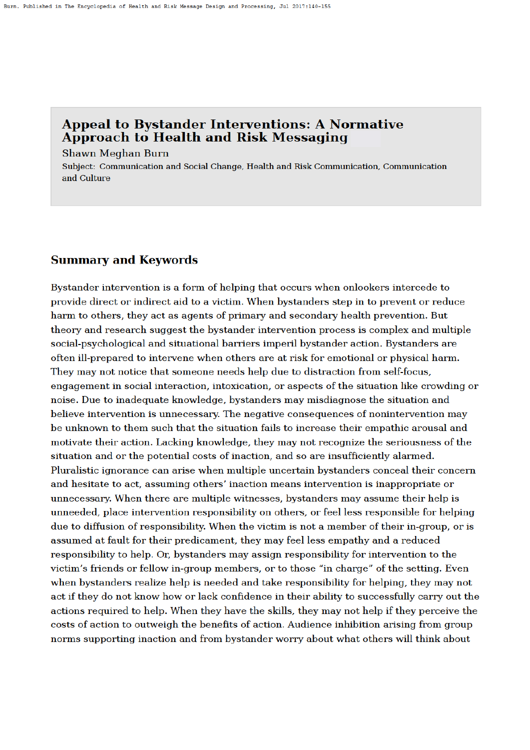# Appeal to Bystander Interventions: A Normative Approach to Health and Risk Messaging

Shawn Meghan Burn

Subject: Communication and Social Change, Health and Risk Communication, Communication and Culture

## Summary and Keywords

Bystander intervention is a form of helping that occurs when onlookers intercede to provide direct or indirect aid to a victim. When bystanders step in to prevent or reduce harm to others, they act as agents of primary and secondary health prevention. But theory and research suggest the bystander intervention process is complex and multiple social-psychological and situational barriers imperil bystander action. Bystanders are often ill-prepared to intervene when others are at risk for emotional or physical harm. They may not notice that someone needs help due to distraction from self-focus, engagement in social interaction, intoxication, or aspects of the situation like crowding or noise. Due to inadequate knowledge, bystanders may misdiagnose the situation and believe intervention is unnecessary. The negative consequences of nonintervention may be unknown to them such that the situation fails to increase their empathic arousal and motivate their action. Lacking knowledge, they may not recognize the seriousness of the situation and or the potential costs of inaction, and so are insufficiently alarmed. Pluralistic ignorance can arise when multiple uncertain bystanders conceal their concern and hesitate to act, assuming others' inaction means intervention is inappropriate or unnecessary. When there are multiple witnesses, bystanders may assume their help is unneeded, place intervention responsibility on others, or feel less responsible for helping due to diffusion of responsibility. When the victim is not a member of their in-group, or is assumed at fault for their predicament, they may feel less empathy and a reduced responsibility to help. Or, bystanders may assign responsibility for intervention to the victim's friends or fellow in-group members, or to those "in charge" of the setting. Even when bystanders realize help is needed and take responsibility for helping, they may not act if they do not know how or lack confidence in their ability to successfully carry out the actions required to help. When they have the skills, they may not help if they perceive the costs of action to outweigh the benefits of action. Audience inhibition arising from group norms supporting inaction and from bystander worry about what others will think about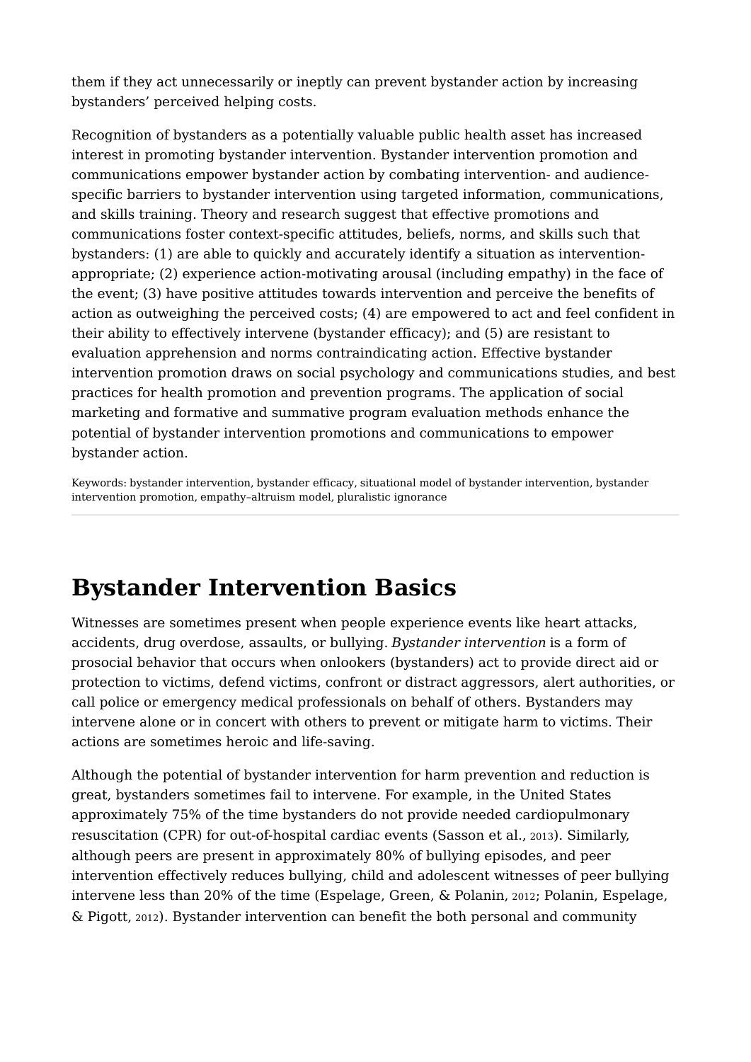them if they act unnecessarily or ineptly can prevent bystander action by increasing bystanders' perceived helping costs.

Recognition of bystanders as a potentially valuable public health asset has increased interest in promoting bystander intervention. Bystander intervention promotion and communications empower bystander action by combating intervention- and audience-specific barriers to bystander intervention using targeted information, communications, and skills training. Theory and research suggest that effective promotions and communications foster context-specific attitudes, beliefs, norms, and skills such that bystanders: (1) are able to quickly and accurately identify a situation as intervention-appropriate; (2) experience action-motivating arousal (including empathy) in the face of the event; (3) have positive attitudes towards intervention and perceive the benefits of action as outweighing the perceived costs; (4) are empowered to act and feel confident in their ability to effectively intervene (bystander efficacy); and (5) are resistant to evaluation apprehension and norms contraindicating action. Effective bystander intervention promotion draws on social psychology and communications studies, and best practices for health promotion and prevention programs. The application of social marketing and formative and summative program evaluation methods enhance the potential of bystander intervention promotions and communications to empower bystander action.

Keywords: bystander intervention, bystander efficacy, situational model of bystander intervention, bystander intervention promotion, empathy–altruism model, pluralistic ignorance

## Bystander Intervention Basics

Witnesses are sometimes present when people experience events like heart attacks, accidents, drug overdose, assaults, or bullying. *Bystander intervention* is a form of prosocial behavior that occurs when onlookers (bystanders) act to provide direct aid or protection to victims, defend victims, confront or distract aggressors, alert authorities, or call police or emergency medical professionals on behalf of others. Bystanders may intervene alone or in concert with others to prevent or mitigate harm to victims. Their actions are sometimes heroic and life-saving.

Although the potential of bystander intervention for harm prevention and reduction is great, bystanders sometimes fail to intervene. For example, in the United States approximately 75% of the time bystanders do not provide needed cardiopulmonary resuscitation (CPR) for out-of-hospital cardiac events (Sasson et al., 2013). Similarly, although peers are present in approximately 80% of bullying episodes, and peer intervention effectively reduces bullying, child and adolescent witnesses of peer bullying intervene less than 20% of the time (Espelage, Green, & Polanin, 2012; Polanin, Espelage, & Pigott, 2012). Bystander intervention can benefit the both personal and community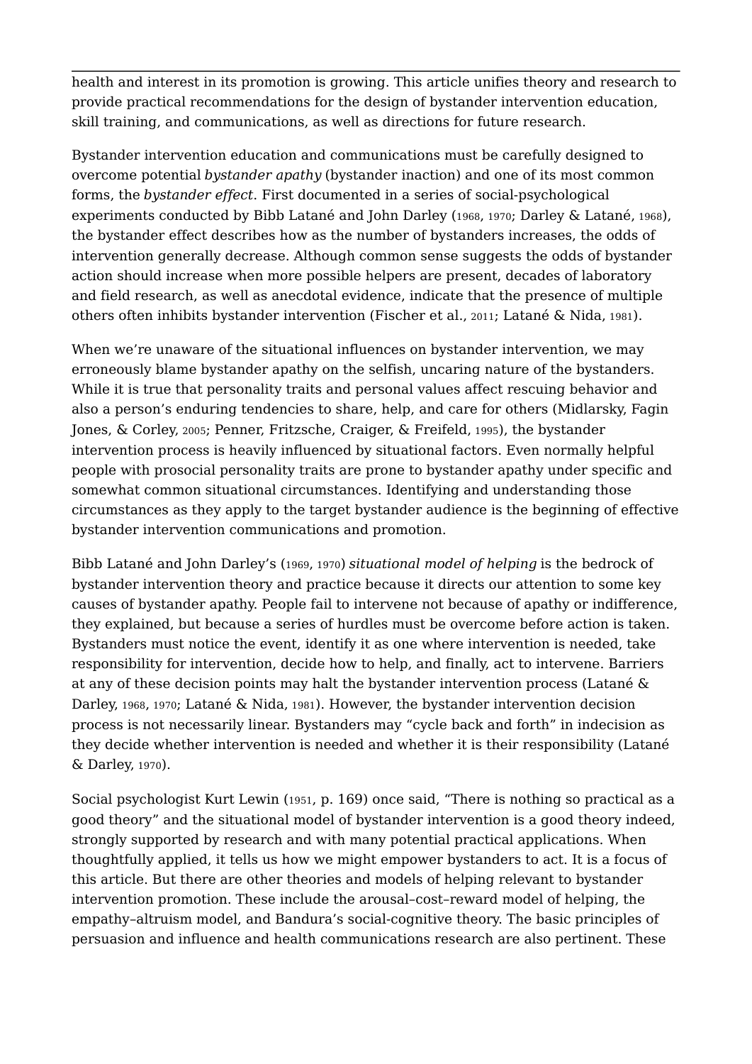health and interest in its promotion is growing. This article unifies theory and research to provide practical recommendations for the design of bystander intervention education, skill training, and communications, as well as directions for future research.

Bystander intervention education and communications must be carefully designed to overcome potential *bystander apathy* (bystander inaction) and one of its most common forms, the *bystander effect*. First documented in a series of social-psychological experiments conducted by Bibb Latané and John Darley (1968, 1970; Darley & Latané, 1968), the bystander effect describes how as the number of bystanders increases, the odds of intervention generally decrease. Although common sense suggests the odds of bystander action should increase when more possible helpers are present, decades of laboratory and field research, as well as anecdotal evidence, indicate that the presence of multiple others often inhibits bystander intervention (Fischer et al., 2011; Latané & Nida, 1981).

When we're unaware of the situational influences on bystander intervention, we may erroneously blame bystander apathy on the selfish, uncaring nature of the bystanders. While it is true that personality traits and personal values affect rescuing behavior and also a person's enduring tendencies to share, help, and care for others (Midlarsky, Fagin Jones, & Corley, 2005; Penner, Fritzsche, Craiger, & Freifeld, 1995), the bystander intervention process is heavily influenced by situational factors. Even normally helpful people with prosocial personality traits are prone to bystander apathy under specific and somewhat common situational circumstances. Identifying and understanding those circumstances as they apply to the target bystander audience is the beginning of effective bystander intervention communications and promotion.

Bibb Latané and John Darley's (1969, 1970) *situational model of helping* is the bedrock of bystander intervention theory and practice because it directs our attention to some key causes of bystander apathy. People fail to intervene not because of apathy or indifference, they explained, but because a series of hurdles must be overcome before action is taken. Bystanders must notice the event, identify it as one where intervention is needed, take responsibility for intervention, decide how to help, and finally, act to intervene. Barriers at any of these decision points may halt the bystander intervention process (Latané & Darley, 1968, 1970; Latané & Nida, 1981). However, the bystander intervention decision process is not necessarily linear. Bystanders may "cycle back and forth" in indecision as they decide whether intervention is needed and whether it is their responsibility (Latané & Darley, 1970).

Social psychologist Kurt Lewin (1951, p. 169) once said, "There is nothing so practical as a good theory" and the situational model of bystander intervention is a good theory indeed, strongly supported by research and with many potential practical applications. When thoughtfully applied, it tells us how we might empower bystanders to act. It is a focus of this article. But there are other theories and models of helping relevant to bystander intervention promotion. These include the arousal–cost–reward model of helping, the empathy–altruism model, and Bandura's social-cognitive theory. The basic principles of persuasion and influence and health communications research are also pertinent. These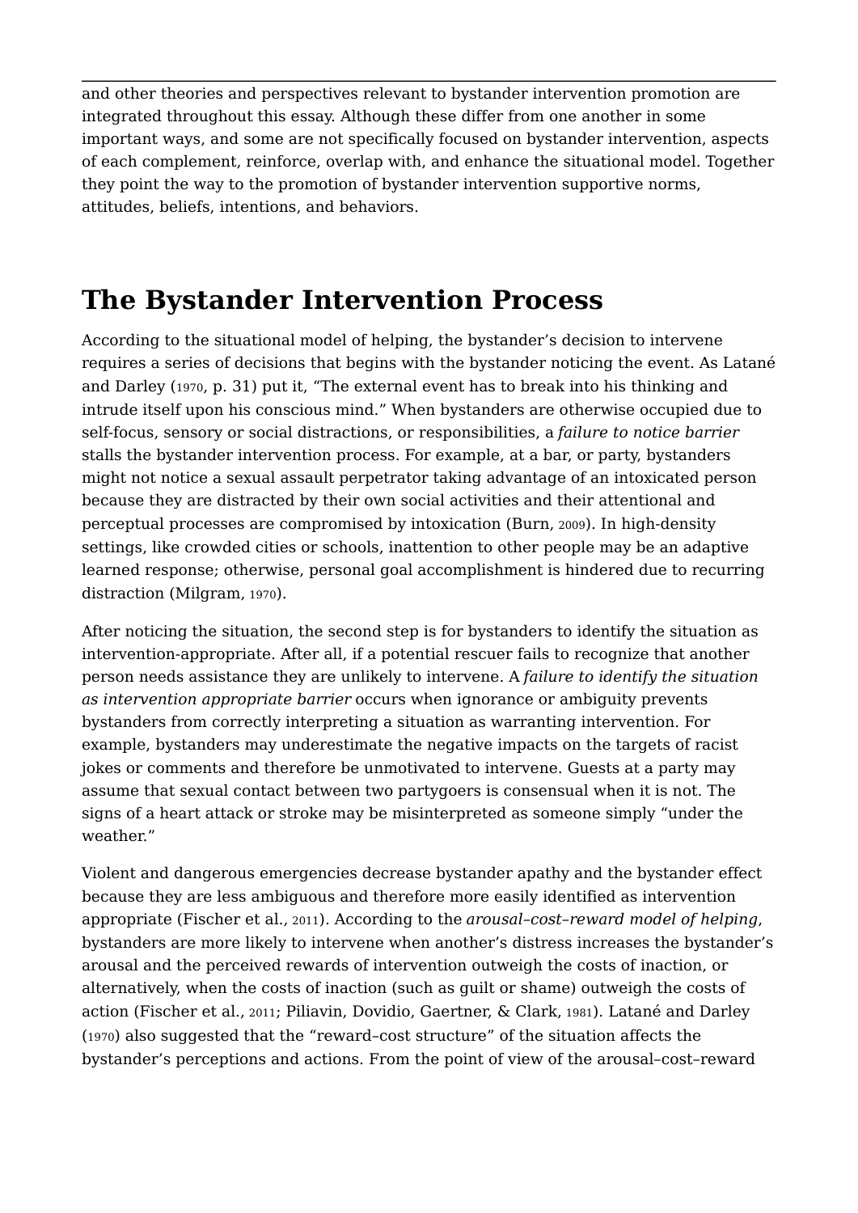and other theories and perspectives relevant to bystander intervention promotion are integrated throughout this essay. Although these differ from one another in some important ways, and some are not specifically focused on bystander intervention, aspects of each complement, reinforce, overlap with, and enhance the situational model. Together they point the way to the promotion of bystander intervention supportive norms, attitudes, beliefs, intentions, and behaviors.

## The Bystander Intervention Process

According to the situational model of helping, the bystander's decision to intervene requires a series of decisions that begins with the bystander noticing the event. As Latané and Darley (1970, p. 31) put it, "The external event has to break into his thinking and intrude itself upon his conscious mind." When bystanders are otherwise occupied due to self-focus, sensory or social distractions, or responsibilities, a *failure to notice barrier* stalls the bystander intervention process. For example, at a bar, or party, bystanders might not notice a sexual assault perpetrator taking advantage of an intoxicated person because they are distracted by their own social activities and their attentional and perceptual processes are compromised by intoxication (Burn, 2009). In high-density settings, like crowded cities or schools, inattention to other people may be an adaptive learned response; otherwise, personal goal accomplishment is hindered due to recurring distraction (Milgram, 1970).

After noticing the situation, the second step is for bystanders to identify the situation as intervention-appropriate. After all, if a potential rescuer fails to recognize that another person needs assistance they are unlikely to intervene. A *failure to identify the situation as intervention appropriate barrier* occurs when ignorance or ambiguity prevents bystanders from correctly interpreting a situation as warranting intervention. For example, bystanders may underestimate the negative impacts on the targets of racist jokes or comments and therefore be unmotivated to intervene. Guests at a party may assume that sexual contact between two partygoers is consensual when it is not. The signs of a heart attack or stroke may be misinterpreted as someone simply "under the weather."

Violent and dangerous emergencies decrease bystander apathy and the bystander effect because they are less ambiguous and therefore more easily identified as intervention appropriate (Fischer et al., 2011). According to the *arousal–cost–reward model of helping*, bystanders are more likely to intervene when another's distress increases the bystander's arousal and the perceived rewards of intervention outweigh the costs of inaction, or alternatively, when the costs of inaction (such as guilt or shame) outweigh the costs of action (Fischer et al., 2011; Piliavin, Dovidio, Gaertner, & Clark, 1981). Latané and Darley (1970) also suggested that the "reward–cost structure" of the situation affects the bystander's perceptions and actions. From the point of view of the arousal–cost–reward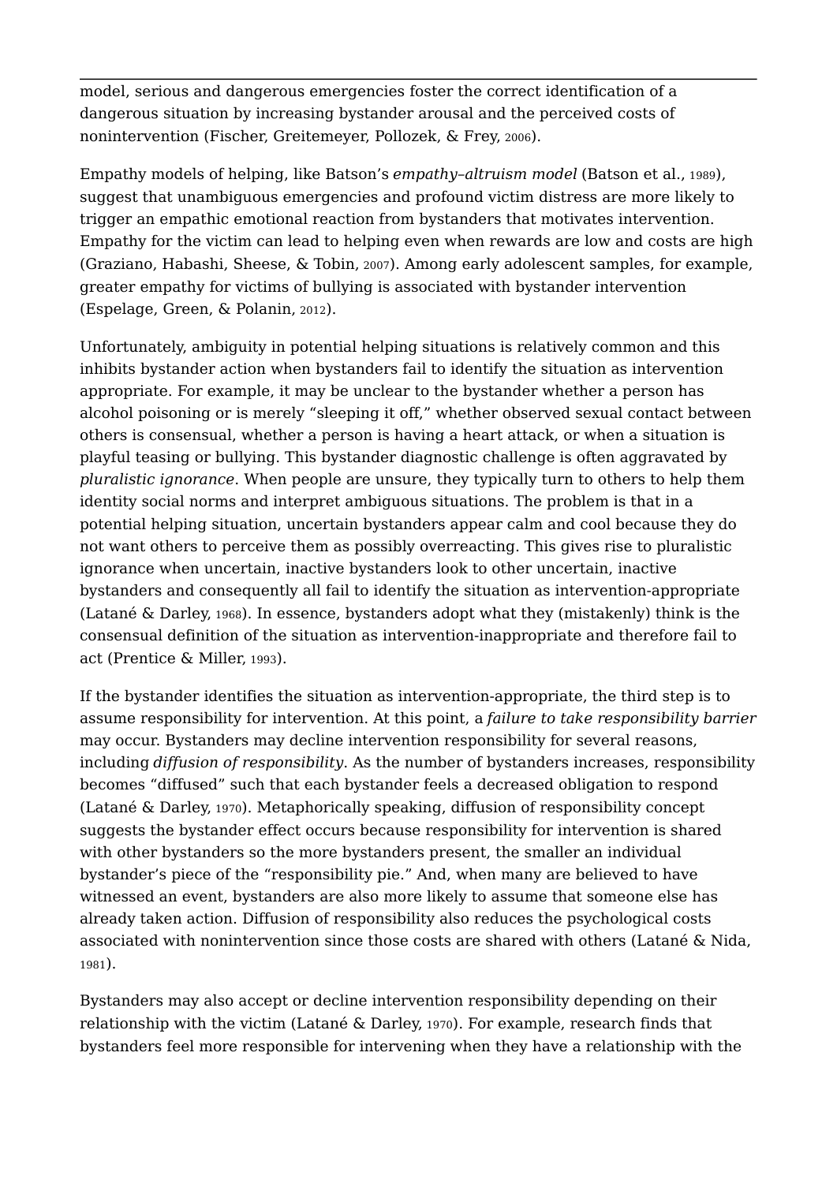model, serious and dangerous emergencies foster the correct identification of a dangerous situation by increasing bystander arousal and the perceived costs of nonintervention (Fischer, Greitemeyer, Pollozek, & Frey, 2006).

Empathy models of helping, like Batson's *empathy–altruism model* (Batson et al., 1989), suggest that unambiguous emergencies and profound victim distress are more likely to trigger an empathic emotional reaction from bystanders that motivates intervention. Empathy for the victim can lead to helping even when rewards are low and costs are high (Graziano, Habashi, Sheese, & Tobin, 2007). Among early adolescent samples, for example, greater empathy for victims of bullying is associated with bystander intervention (Espelage, Green, & Polanin, 2012).

Unfortunately, ambiguity in potential helping situations is relatively common and this inhibits bystander action when bystanders fail to identify the situation as intervention appropriate. For example, it may be unclear to the bystander whether a person has alcohol poisoning or is merely "sleeping it off," whether observed sexual contact between others is consensual, whether a person is having a heart attack, or when a situation is playful teasing or bullying. This bystander diagnostic challenge is often aggravated by *pluralistic ignorance*. When people are unsure, they typically turn to others to help them identity social norms and interpret ambiguous situations. The problem is that in a potential helping situation, uncertain bystanders appear calm and cool because they do not want others to perceive them as possibly overreacting. This gives rise to pluralistic ignorance when uncertain, inactive bystanders look to other uncertain, inactive bystanders and consequently all fail to identify the situation as intervention-appropriate (Latané & Darley, 1968). In essence, bystanders adopt what they (mistakenly) think is the consensual definition of the situation as intervention-inappropriate and therefore fail to act (Prentice & Miller, 1993).

If the bystander identifies the situation as intervention-appropriate, the third step is to assume responsibility for intervention. At this point, a *failure to take responsibility barrier* may occur. Bystanders may decline intervention responsibility for several reasons, including *diffusion of responsibility*. As the number of bystanders increases, responsibility becomes "diffused" such that each bystander feels a decreased obligation to respond (Latané & Darley, 1970). Metaphorically speaking, diffusion of responsibility concept suggests the bystander effect occurs because responsibility for intervention is shared with other bystanders so the more bystanders present, the smaller an individual bystander's piece of the "responsibility pie." And, when many are believed to have witnessed an event, bystanders are also more likely to assume that someone else has already taken action. Diffusion of responsibility also reduces the psychological costs associated with nonintervention since those costs are shared with others (Latané & Nida, 1981).

Bystanders may also accept or decline intervention responsibility depending on their relationship with the victim (Latané & Darley, 1970). For example, research finds that bystanders feel more responsible for intervening when they have a relationship with the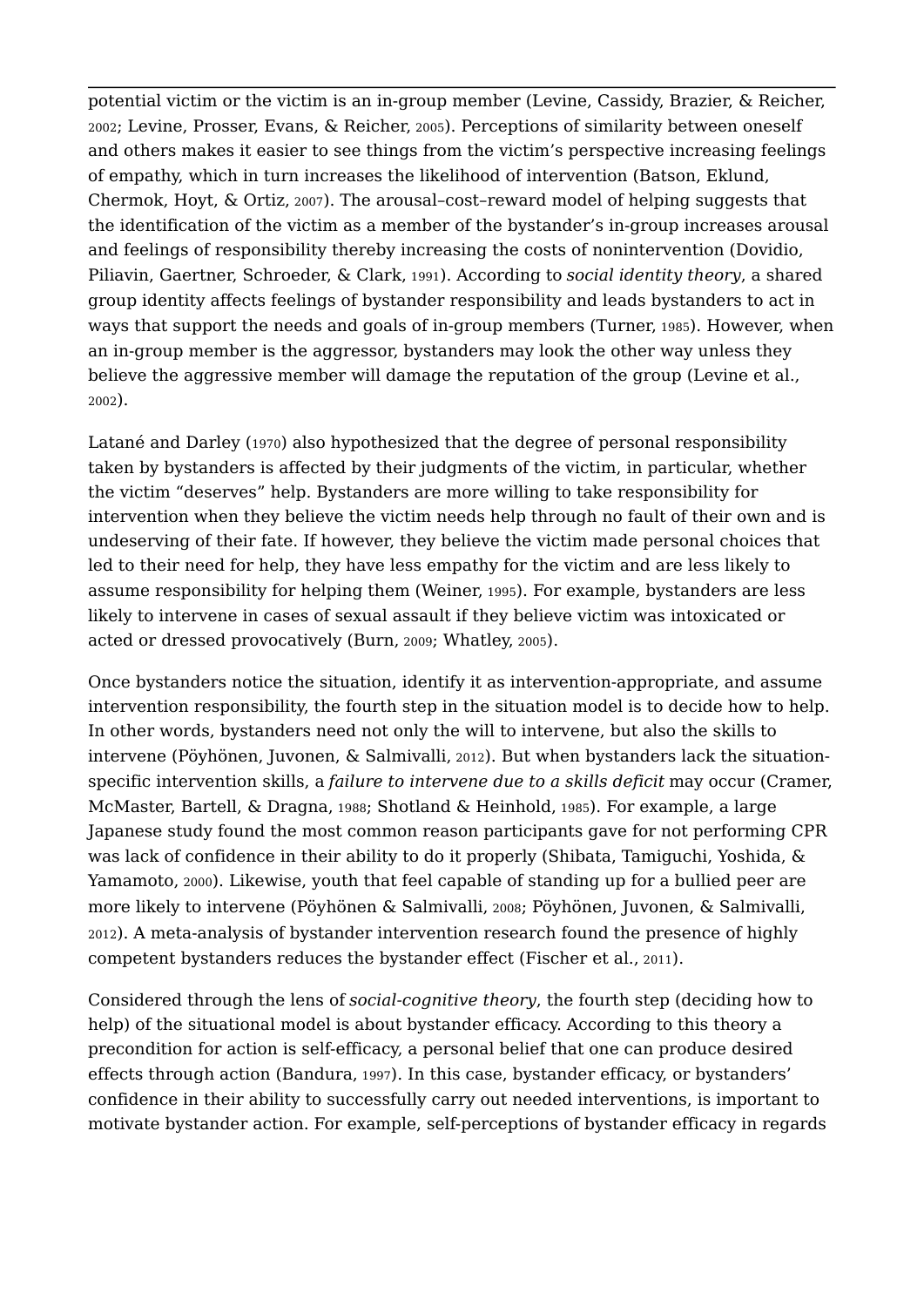potential victim or the victim is an in-group member (Levine, Cassidy, Brazier, & Reicher, 2002; Levine, Prosser, Evans, & Reicher, 2005). Perceptions of similarity between oneself and others makes it easier to see things from the victim's perspective increasing feelings of empathy, which in turn increases the likelihood of intervention (Batson, Eklund, Chermok, Hoyt, & Ortiz, 2007). The arousal–cost–reward model of helping suggests that the identification of the victim as a member of the bystander's in-group increases arousal and feelings of responsibility thereby increasing the costs of nonintervention (Dovidio, Piliavin, Gaertner, Schroeder, & Clark, 1991). According to *social identity theory*, a shared group identity affects feelings of bystander responsibility and leads bystanders to act in ways that support the needs and goals of in-group members (Turner, 1985). However, when an in-group member is the aggressor, bystanders may look the other way unless they believe the aggressive member will damage the reputation of the group (Levine et al., 2002).

Latané and Darley (1970) also hypothesized that the degree of personal responsibility taken by bystanders is affected by their judgments of the victim, in particular, whether the victim "deserves" help. Bystanders are more willing to take responsibility for intervention when they believe the victim needs help through no fault of their own and is undeserving of their fate. If however, they believe the victim made personal choices that led to their need for help, they have less empathy for the victim and are less likely to assume responsibility for helping them (Weiner, 1995). For example, bystanders are less likely to intervene in cases of sexual assault if they believe victim was intoxicated or acted or dressed provocatively (Burn, 2009; Whatley, 2005).

Once bystanders notice the situation, identify it as intervention-appropriate, and assume intervention responsibility, the fourth step in the situation model is to decide how to help. In other words, bystanders need not only the will to intervene, but also the skills to intervene (Pöyhönen, Juvonen, & Salmivalli, 2012). But when bystanders lack the situation-specific intervention skills, a *failure to intervene due to a skills deficit* may occur (Cramer, McMaster, Bartell, & Dragna, 1988; Shotland & Heinhold, 1985). For example, a large Japanese study found the most common reason participants gave for not performing CPR was lack of confidence in their ability to do it properly (Shibata, Tamiguchi, Yoshida, & Yamamoto, 2000). Likewise, youth that feel capable of standing up for a bullied peer are more likely to intervene (Pöyhönen & Salmivalli, 2008; Pöyhönen, Juvonen, & Salmivalli, 2012). A meta-analysis of bystander intervention research found the presence of highly competent bystanders reduces the bystander effect (Fischer et al., 2011).

Considered through the lens of *social-cognitive theory*, the fourth step (deciding how to help) of the situational model is about bystander efficacy. According to this theory a precondition for action is self-efficacy, a personal belief that one can produce desired effects through action (Bandura, 1997). In this case, bystander efficacy, or bystanders' confidence in their ability to successfully carry out needed interventions, is important to motivate bystander action. For example, self-perceptions of bystander efficacy in regards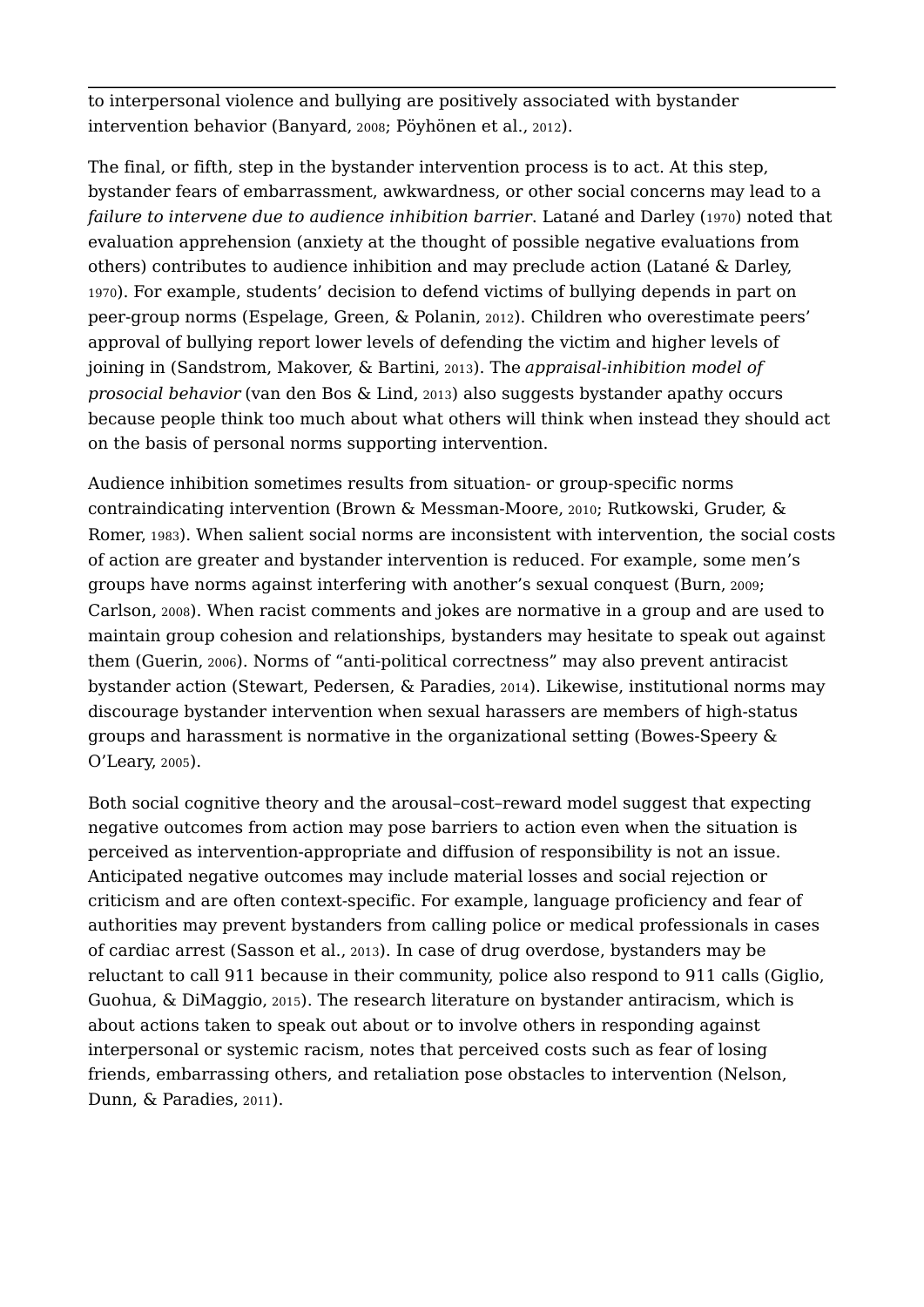to interpersonal violence and bullying are positively associated with bystander intervention behavior (Banyard, 2008; Pöyhönen et al., 2012).

The final, or fifth, step in the bystander intervention process is to act. At this step, bystander fears of embarrassment, awkwardness, or other social concerns may lead to a *failure to intervene due to audience inhibition barrier*. Latané and Darley (1970) noted that evaluation apprehension (anxiety at the thought of possible negative evaluations from others) contributes to audience inhibition and may preclude action (Latané & Darley, 1970). For example, students' decision to defend victims of bullying depends in part on peer-group norms (Espelage, Green, & Polanin, 2012). Children who overestimate peers' approval of bullying report lower levels of defending the victim and higher levels of joining in (Sandstrom, Makover, & Bartini, 2013). The *appraisal-inhibition model of prosocial behavior* (van den Bos & Lind, 2013) also suggests bystander apathy occurs because people think too much about what others will think when instead they should act on the basis of personal norms supporting intervention.

Audience inhibition sometimes results from situation- or group-specific norms contraindicating intervention (Brown & Messman-Moore, 2010; Rutkowski, Gruder, & Romer, 1983). When salient social norms are inconsistent with intervention, the social costs of action are greater and bystander intervention is reduced. For example, some men's groups have norms against interfering with another's sexual conquest (Burn, 2009; Carlson, 2008). When racist comments and jokes are normative in a group and are used to maintain group cohesion and relationships, bystanders may hesitate to speak out against them (Guerin, 2006). Norms of "anti-political correctness" may also prevent antiracist bystander action (Stewart, Pedersen, & Paradies, 2014). Likewise, institutional norms may discourage bystander intervention when sexual harassers are members of high-status groups and harassment is normative in the organizational setting (Bowes-Speery & O'Leary, 2005).

Both social cognitive theory and the arousal–cost–reward model suggest that expecting negative outcomes from action may pose barriers to action even when the situation is perceived as intervention-appropriate and diffusion of responsibility is not an issue. Anticipated negative outcomes may include material losses and social rejection or criticism and are often context-specific. For example, language proficiency and fear of authorities may prevent bystanders from calling police or medical professionals in cases of cardiac arrest (Sasson et al., 2013). In case of drug overdose, bystanders may be reluctant to call 911 because in their community, police also respond to 911 calls (Giglio, Guohua, & DiMaggio, 2015). The research literature on bystander antiracism, which is about actions taken to speak out about or to involve others in responding against interpersonal or systemic racism, notes that perceived costs such as fear of losing friends, embarrassing others, and retaliation pose obstacles to intervention (Nelson, Dunn, & Paradies, 2011).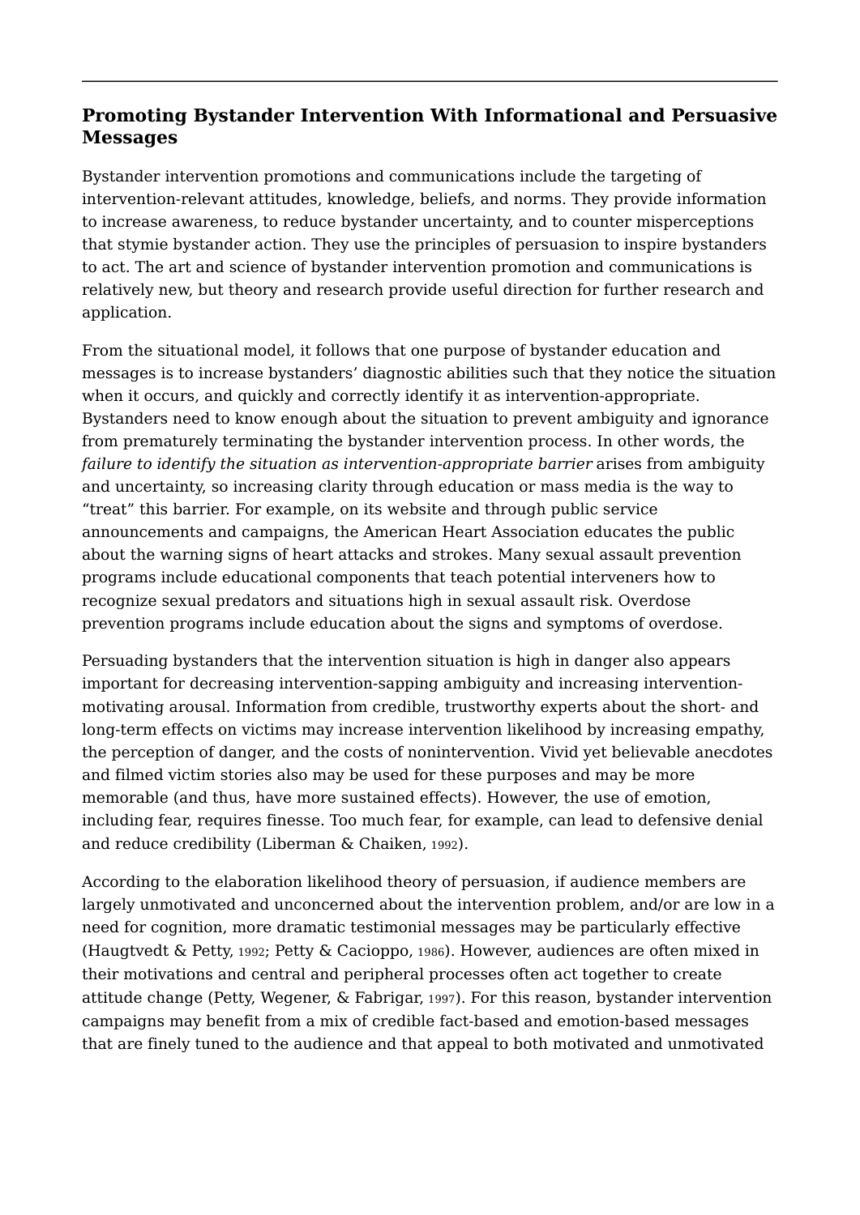## Promoting Bystander Intervention With Informational and Persuasive Messages

Bystander intervention promotions and communications include the targeting of intervention-relevant attitudes, knowledge, beliefs, and norms. They provide information to increase awareness, to reduce bystander uncertainty, and to counter misperceptions that stymie bystander action. They use the principles of persuasion to inspire bystanders to act. The art and science of bystander intervention promotion and communications is relatively new, but theory and research provide useful direction for further research and application.

From the situational model, it follows that one purpose of bystander education and messages is to increase bystanders' diagnostic abilities such that they notice the situation when it occurs, and quickly and correctly identify it as intervention-appropriate. Bystanders need to know enough about the situation to prevent ambiguity and ignorance from prematurely terminating the bystander intervention process. In other words, the *failure to identify the situation as intervention-appropriate barrier* arises from ambiguity and uncertainty, so increasing clarity through education or mass media is the way to "treat" this barrier. For example, on its website and through public service announcements and campaigns, the American Heart Association educates the public about the warning signs of heart attacks and strokes. Many sexual assault prevention programs include educational components that teach potential interveners how to recognize sexual predators and situations high in sexual assault risk. Overdose prevention programs include education about the signs and symptoms of overdose.

Persuading bystanders that the intervention situation is high in danger also appears important for decreasing intervention-sapping ambiguity and increasing intervention-motivating arousal. Information from credible, trustworthy experts about the short- and long-term effects on victims may increase intervention likelihood by increasing empathy, the perception of danger, and the costs of nonintervention. Vivid yet believable anecdotes and filmed victim stories also may be used for these purposes and may be more memorable (and thus, have more sustained effects). However, the use of emotion, including fear, requires finesse. Too much fear, for example, can lead to defensive denial and reduce credibility (Liberman & Chaiken, 1992).

According to the elaboration likelihood theory of persuasion, if audience members are largely unmotivated and unconcerned about the intervention problem, and/or are low in a need for cognition, more dramatic testimonial messages may be particularly effective (Haugtvedt & Petty, 1992; Petty & Cacioppo, 1986). However, audiences are often mixed in their motivations and central and peripheral processes often act together to create attitude change (Petty, Wegener, & Fabrigar, 1997). For this reason, bystander intervention campaigns may benefit from a mix of credible fact-based and emotion-based messages that are finely tuned to the audience and that appeal to both motivated and unmotivated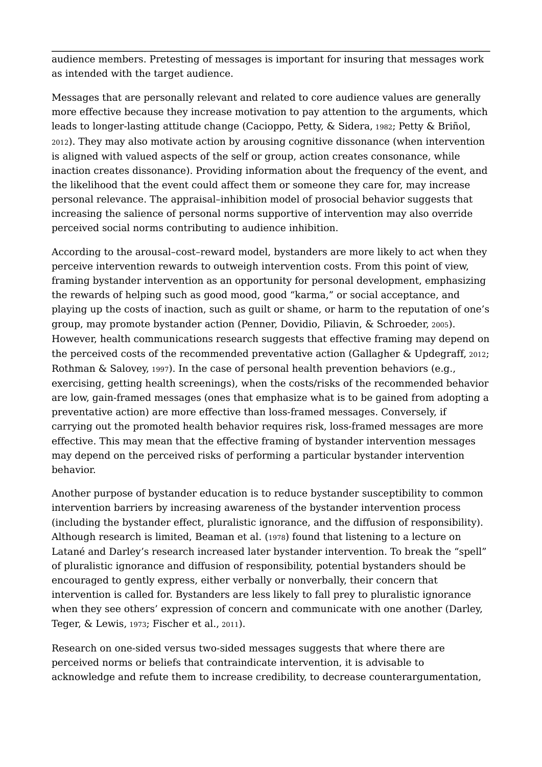audience members. Pretesting of messages is important for insuring that messages work as intended with the target audience.

Messages that are personally relevant and related to core audience values are generally more effective because they increase motivation to pay attention to the arguments, which leads to longer-lasting attitude change (Cacioppo, Petty, & Sidera, 1982; Petty & Briñol, 2012). They may also motivate action by arousing cognitive dissonance (when intervention is aligned with valued aspects of the self or group, action creates consonance, while inaction creates dissonance). Providing information about the frequency of the event, and the likelihood that the event could affect them or someone they care for, may increase personal relevance. The appraisal–inhibition model of prosocial behavior suggests that increasing the salience of personal norms supportive of intervention may also override perceived social norms contributing to audience inhibition.

According to the arousal–cost–reward model, bystanders are more likely to act when they perceive intervention rewards to outweigh intervention costs. From this point of view, framing bystander intervention as an opportunity for personal development, emphasizing the rewards of helping such as good mood, good "karma," or social acceptance, and playing up the costs of inaction, such as guilt or shame, or harm to the reputation of one's group, may promote bystander action (Penner, Dovidio, Piliavin, & Schroeder, 2005). However, health communications research suggests that effective framing may depend on the perceived costs of the recommended preventative action (Gallagher & Updegraff, 2012; Rothman & Salovey, 1997). In the case of personal health prevention behaviors (e.g., exercising, getting health screenings), when the costs/risks of the recommended behavior are low, gain-framed messages (ones that emphasize what is to be gained from adopting a preventative action) are more effective than loss-framed messages. Conversely, if carrying out the promoted health behavior requires risk, loss-framed messages are more effective. This may mean that the effective framing of bystander intervention messages may depend on the perceived risks of performing a particular bystander intervention behavior.

Another purpose of bystander education is to reduce bystander susceptibility to common intervention barriers by increasing awareness of the bystander intervention process (including the bystander effect, pluralistic ignorance, and the diffusion of responsibility). Although research is limited, Beaman et al. (1978) found that listening to a lecture on Latané and Darley's research increased later bystander intervention. To break the "spell" of pluralistic ignorance and diffusion of responsibility, potential bystanders should be encouraged to gently express, either verbally or nonverbally, their concern that intervention is called for. Bystanders are less likely to fall prey to pluralistic ignorance when they see others' expression of concern and communicate with one another (Darley, Teger, & Lewis, 1973; Fischer et al., 2011).

Research on one-sided versus two-sided messages suggests that where there are perceived norms or beliefs that contraindicate intervention, it is advisable to acknowledge and refute them to increase credibility, to decrease counterargumentation,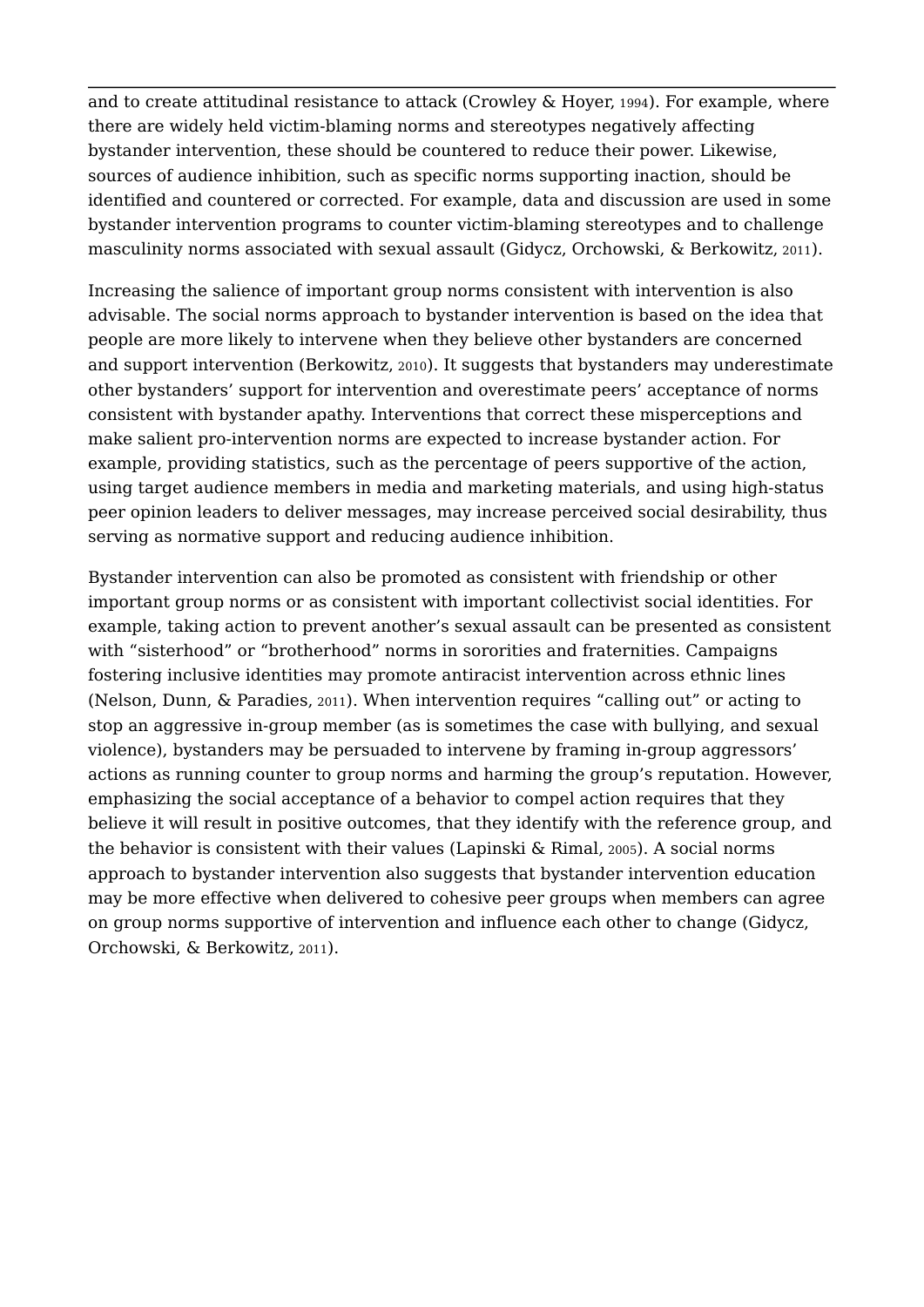and to create attitudinal resistance to attack (Crowley & Hoyer, 1994). For example, where there are widely held victim-blaming norms and stereotypes negatively affecting bystander intervention, these should be countered to reduce their power. Likewise, sources of audience inhibition, such as specific norms supporting inaction, should be identified and countered or corrected. For example, data and discussion are used in some bystander intervention programs to counter victim-blaming stereotypes and to challenge masculinity norms associated with sexual assault (Gidycz, Orchowski, & Berkowitz, 2011).

Increasing the salience of important group norms consistent with intervention is also advisable. The social norms approach to bystander intervention is based on the idea that people are more likely to intervene when they believe other bystanders are concerned and support intervention (Berkowitz, 2010). It suggests that bystanders may underestimate other bystanders' support for intervention and overestimate peers' acceptance of norms consistent with bystander apathy. Interventions that correct these misperceptions and make salient pro-intervention norms are expected to increase bystander action. For example, providing statistics, such as the percentage of peers supportive of the action, using target audience members in media and marketing materials, and using high-status peer opinion leaders to deliver messages, may increase perceived social desirability, thus serving as normative support and reducing audience inhibition.

Bystander intervention can also be promoted as consistent with friendship or other important group norms or as consistent with important collectivist social identities. For example, taking action to prevent another's sexual assault can be presented as consistent with "sisterhood" or "brotherhood" norms in sororities and fraternities. Campaigns fostering inclusive identities may promote antiracist intervention across ethnic lines (Nelson, Dunn, & Paradies, 2011). When intervention requires "calling out" or acting to stop an aggressive in-group member (as is sometimes the case with bullying, and sexual violence), bystanders may be persuaded to intervene by framing in-group aggressors' actions as running counter to group norms and harming the group's reputation. However, emphasizing the social acceptance of a behavior to compel action requires that they believe it will result in positive outcomes, that they identify with the reference group, and the behavior is consistent with their values (Lapinski & Rimal, 2005). A social norms approach to bystander intervention also suggests that bystander intervention education may be more effective when delivered to cohesive peer groups when members can agree on group norms supportive of intervention and influence each other to change (Gidycz, Orchowski, & Berkowitz, 2011).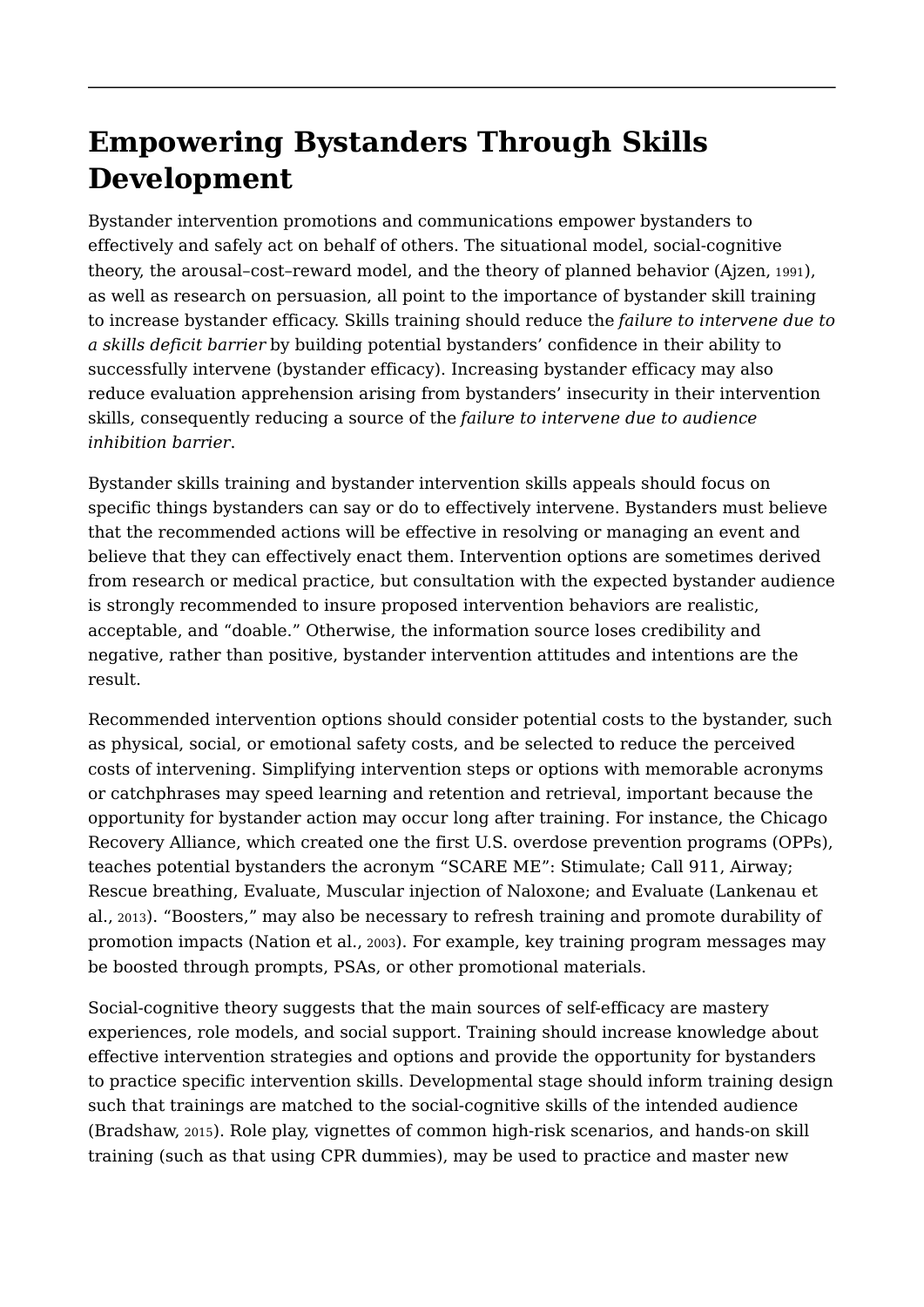# Empowering Bystanders Through Skills Development

Bystander intervention promotions and communications empower bystanders to effectively and safely act on behalf of others. The situational model, social-cognitive theory, the arousal–cost–reward model, and the theory of planned behavior (Ajzen, 1991), as well as research on persuasion, all point to the importance of bystander skill training to increase bystander efficacy. Skills training should reduce the *failure to intervene due to a skills deficit barrier* by building potential bystanders' confidence in their ability to successfully intervene (bystander efficacy). Increasing bystander efficacy may also reduce evaluation apprehension arising from bystanders' insecurity in their intervention skills, consequently reducing a source of the *failure to intervene due to audience inhibition barrier*.

Bystander skills training and bystander intervention skills appeals should focus on specific things bystanders can say or do to effectively intervene. Bystanders must believe that the recommended actions will be effective in resolving or managing an event and believe that they can effectively enact them. Intervention options are sometimes derived from research or medical practice, but consultation with the expected bystander audience is strongly recommended to insure proposed intervention behaviors are realistic, acceptable, and "doable." Otherwise, the information source loses credibility and negative, rather than positive, bystander intervention attitudes and intentions are the result.

Recommended intervention options should consider potential costs to the bystander, such as physical, social, or emotional safety costs, and be selected to reduce the perceived costs of intervening. Simplifying intervention steps or options with memorable acronyms or catchphrases may speed learning and retention and retrieval, important because the opportunity for bystander action may occur long after training. For instance, the Chicago Recovery Alliance, which created one the first U.S. overdose prevention programs (OPPs), teaches potential bystanders the acronym "SCARE ME": Stimulate; Call 911, Airway; Rescue breathing, Evaluate, Muscular injection of Naloxone; and Evaluate (Lankenau et al., 2013). "Boosters," may also be necessary to refresh training and promote durability of promotion impacts (Nation et al., 2003). For example, key training program messages may be boosted through prompts, PSAs, or other promotional materials.

Social-cognitive theory suggests that the main sources of self-efficacy are mastery experiences, role models, and social support. Training should increase knowledge about effective intervention strategies and options and provide the opportunity for bystanders to practice specific intervention skills. Developmental stage should inform training design such that trainings are matched to the social-cognitive skills of the intended audience (Bradshaw, 2015). Role play, vignettes of common high-risk scenarios, and hands-on skill training (such as that using CPR dummies), may be used to practice and master new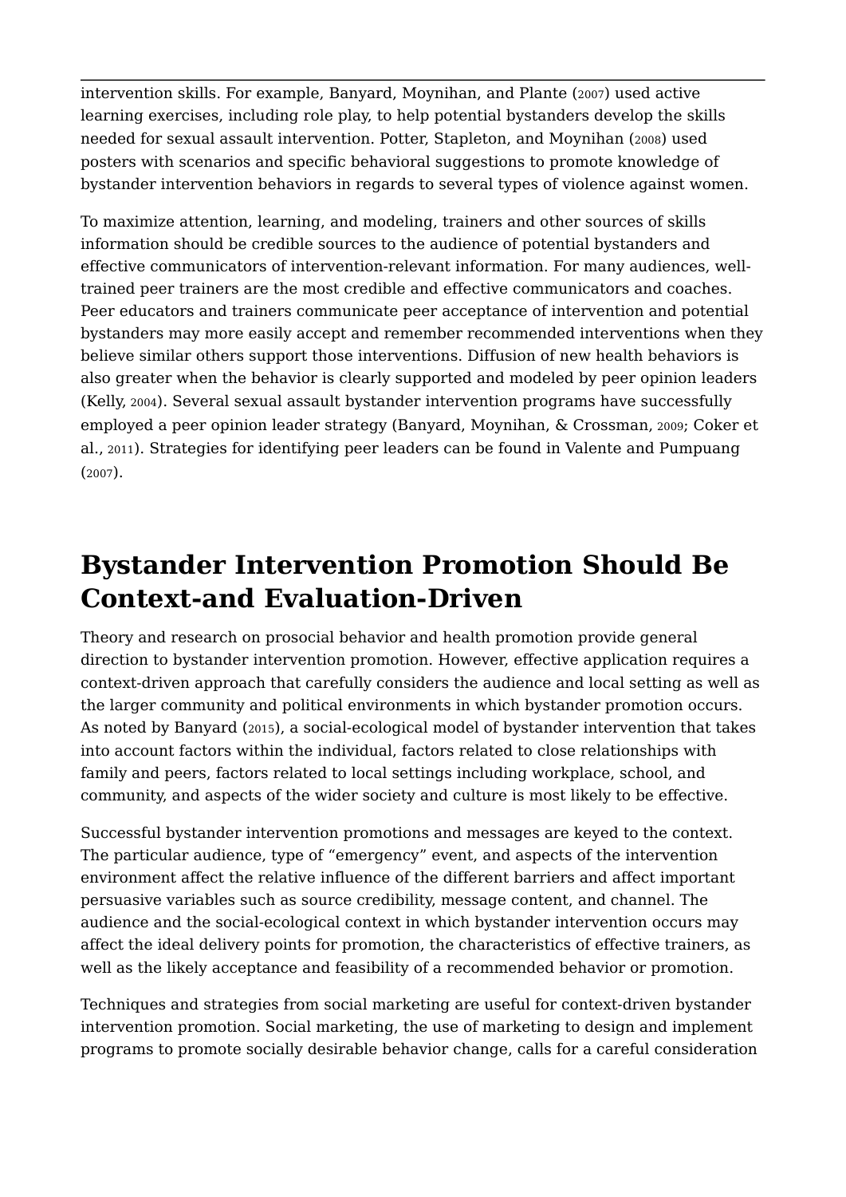intervention skills. For example, Banyard, Moynihan, and Plante (2007) used active learning exercises, including role play, to help potential bystanders develop the skills needed for sexual assault intervention. Potter, Stapleton, and Moynihan (2008) used posters with scenarios and specific behavioral suggestions to promote knowledge of bystander intervention behaviors in regards to several types of violence against women.

To maximize attention, learning, and modeling, trainers and other sources of skills information should be credible sources to the audience of potential bystanders and effective communicators of intervention-relevant information. For many audiences, well-trained peer trainers are the most credible and effective communicators and coaches. Peer educators and trainers communicate peer acceptance of intervention and potential bystanders may more easily accept and remember recommended interventions when they believe similar others support those interventions. Diffusion of new health behaviors is also greater when the behavior is clearly supported and modeled by peer opinion leaders (Kelly, 2004). Several sexual assault bystander intervention programs have successfully employed a peer opinion leader strategy (Banyard, Moynihan, & Crossman, 2009; Coker et al., 2011). Strategies for identifying peer leaders can be found in Valente and Pumpuang (2007).

## Bystander Intervention Promotion Should Be Context-and Evaluation-Driven

Theory and research on prosocial behavior and health promotion provide general direction to bystander intervention promotion. However, effective application requires a context-driven approach that carefully considers the audience and local setting as well as the larger community and political environments in which bystander promotion occurs. As noted by Banyard (2015), a social-ecological model of bystander intervention that takes into account factors within the individual, factors related to close relationships with family and peers, factors related to local settings including workplace, school, and community, and aspects of the wider society and culture is most likely to be effective.

Successful bystander intervention promotions and messages are keyed to the context. The particular audience, type of "emergency" event, and aspects of the intervention environment affect the relative influence of the different barriers and affect important persuasive variables such as source credibility, message content, and channel. The audience and the social-ecological context in which bystander intervention occurs may affect the ideal delivery points for promotion, the characteristics of effective trainers, as well as the likely acceptance and feasibility of a recommended behavior or promotion.

Techniques and strategies from social marketing are useful for context-driven bystander intervention promotion. Social marketing, the use of marketing to design and implement programs to promote socially desirable behavior change, calls for a careful consideration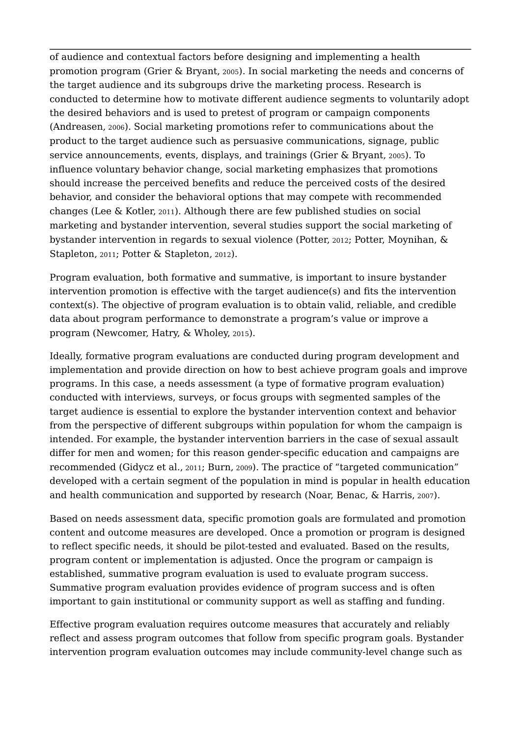of audience and contextual factors before designing and implementing a health promotion program (Grier & Bryant, 2005). In social marketing the needs and concerns of the target audience and its subgroups drive the marketing process. Research is conducted to determine how to motivate different audience segments to voluntarily adopt the desired behaviors and is used to pretest of program or campaign components (Andreasen, 2006). Social marketing promotions refer to communications about the product to the target audience such as persuasive communications, signage, public service announcements, events, displays, and trainings (Grier & Bryant, 2005). To influence voluntary behavior change, social marketing emphasizes that promotions should increase the perceived benefits and reduce the perceived costs of the desired behavior, and consider the behavioral options that may compete with recommended changes (Lee & Kotler, 2011). Although there are few published studies on social marketing and bystander intervention, several studies support the social marketing of bystander intervention in regards to sexual violence (Potter, 2012; Potter, Moynihan, & Stapleton, 2011; Potter & Stapleton, 2012).

Program evaluation, both formative and summative, is important to insure bystander intervention promotion is effective with the target audience(s) and fits the intervention context(s). The objective of program evaluation is to obtain valid, reliable, and credible data about program performance to demonstrate a program's value or improve a program (Newcomer, Hatry, & Wholey, 2015).

Ideally, formative program evaluations are conducted during program development and implementation and provide direction on how to best achieve program goals and improve programs. In this case, a needs assessment (a type of formative program evaluation) conducted with interviews, surveys, or focus groups with segmented samples of the target audience is essential to explore the bystander intervention context and behavior from the perspective of different subgroups within population for whom the campaign is intended. For example, the bystander intervention barriers in the case of sexual assault differ for men and women; for this reason gender-specific education and campaigns are recommended (Gidycz et al., 2011; Burn, 2009). The practice of "targeted communication" developed with a certain segment of the population in mind is popular in health education and health communication and supported by research (Noar, Benac, & Harris, 2007).

Based on needs assessment data, specific promotion goals are formulated and promotion content and outcome measures are developed. Once a promotion or program is designed to reflect specific needs, it should be pilot-tested and evaluated. Based on the results, program content or implementation is adjusted. Once the program or campaign is established, summative program evaluation is used to evaluate program success. Summative program evaluation provides evidence of program success and is often important to gain institutional or community support as well as staffing and funding.

Effective program evaluation requires outcome measures that accurately and reliably reflect and assess program outcomes that follow from specific program goals. Bystander intervention program evaluation outcomes may include community-level change such as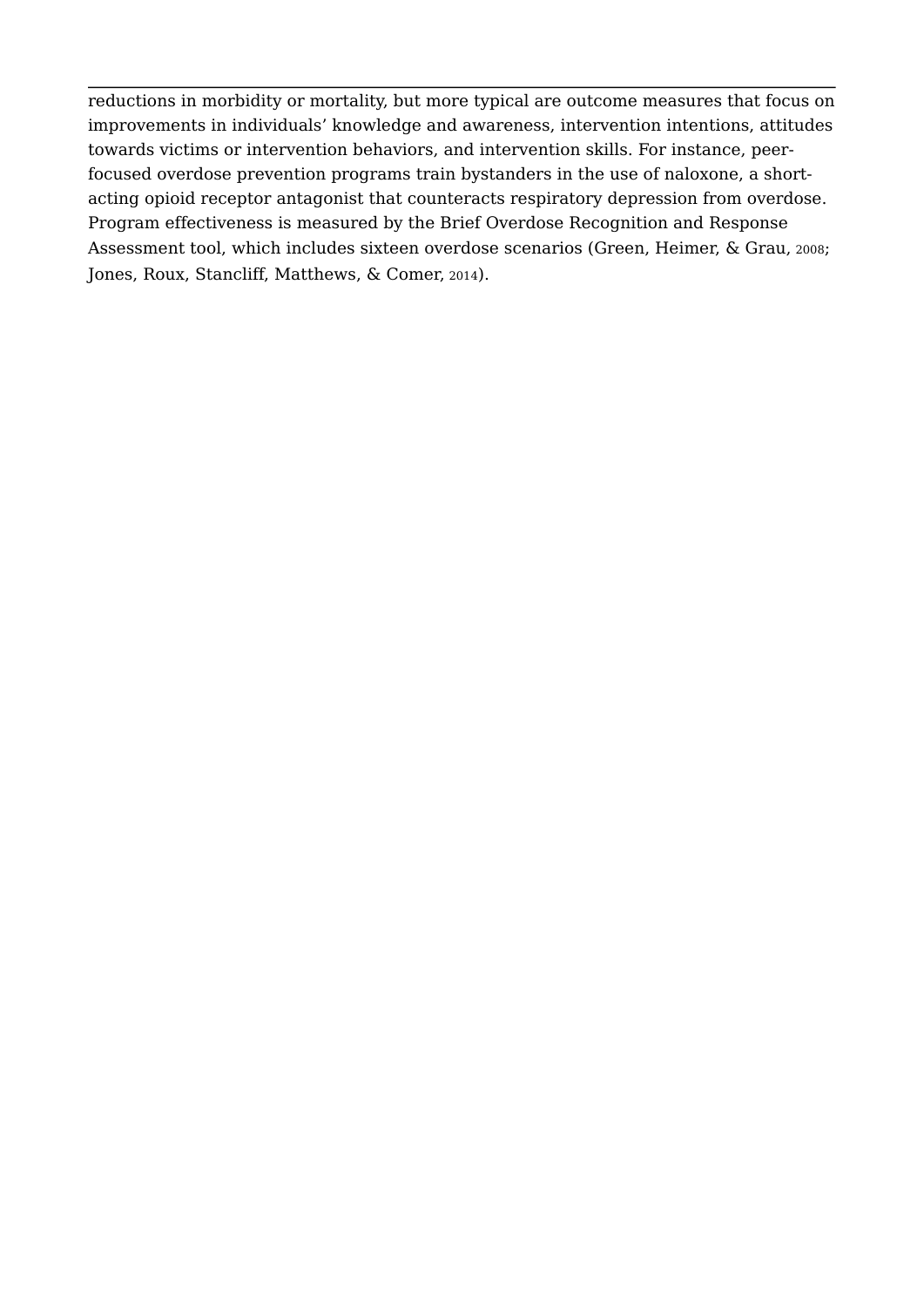reductions in morbidity or mortality, but more typical are outcome measures that focus on improvements in individuals' knowledge and awareness, intervention intentions, attitudes towards victims or intervention behaviors, and intervention skills. For instance, peer-focused overdose prevention programs train bystanders in the use of naloxone, a short-acting opioid receptor antagonist that counteracts respiratory depression from overdose. Program effectiveness is measured by the Brief Overdose Recognition and Response Assessment tool, which includes sixteen overdose scenarios (Green, Heimer, & Grau, 2008; Jones, Roux, Stancliff, Matthews, & Comer, 2014).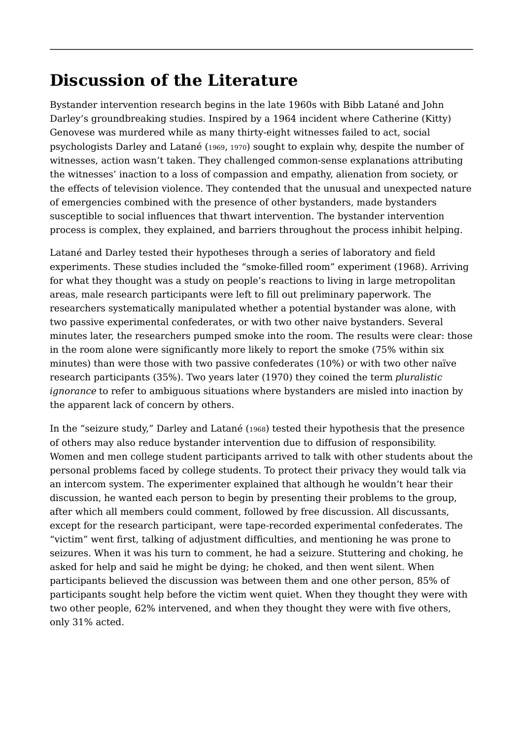## Discussion of the Literature

Bystander intervention research begins in the late 1960s with Bibb Latané and John Darley's groundbreaking studies. Inspired by a 1964 incident where Catherine (Kitty) Genovese was murdered while as many thirty-eight witnesses failed to act, social psychologists Darley and Latané (1969, 1970) sought to explain why, despite the number of witnesses, action wasn't taken. They challenged common-sense explanations attributing the witnesses' inaction to a loss of compassion and empathy, alienation from society, or the effects of television violence. They contended that the unusual and unexpected nature of emergencies combined with the presence of other bystanders, made bystanders susceptible to social influences that thwart intervention. The bystander intervention process is complex, they explained, and barriers throughout the process inhibit helping.

Latané and Darley tested their hypotheses through a series of laboratory and field experiments. These studies included the "smoke-filled room" experiment (1968). Arriving for what they thought was a study on people's reactions to living in large metropolitan areas, male research participants were left to fill out preliminary paperwork. The researchers systematically manipulated whether a potential bystander was alone, with two passive experimental confederates, or with two other naive bystanders. Several minutes later, the researchers pumped smoke into the room. The results were clear: those in the room alone were significantly more likely to report the smoke (75% within six minutes) than were those with two passive confederates (10%) or with two other naïve research participants (35%). Two years later (1970) they coined the term *pluralistic ignorance* to refer to ambiguous situations where bystanders are misled into inaction by the apparent lack of concern by others.

In the "seizure study," Darley and Latané (1968) tested their hypothesis that the presence of others may also reduce bystander intervention due to diffusion of responsibility. Women and men college student participants arrived to talk with other students about the personal problems faced by college students. To protect their privacy they would talk via an intercom system. The experimenter explained that although he wouldn't hear their discussion, he wanted each person to begin by presenting their problems to the group, after which all members could comment, followed by free discussion. All discussants, except for the research participant, were tape-recorded experimental confederates. The "victim" went first, talking of adjustment difficulties, and mentioning he was prone to seizures. When it was his turn to comment, he had a seizure. Stuttering and choking, he asked for help and said he might be dying; he choked, and then went silent. When participants believed the discussion was between them and one other person, 85% of participants sought help before the victim went quiet. When they thought they were with two other people, 62% intervened, and when they thought they were with five others, only 31% acted.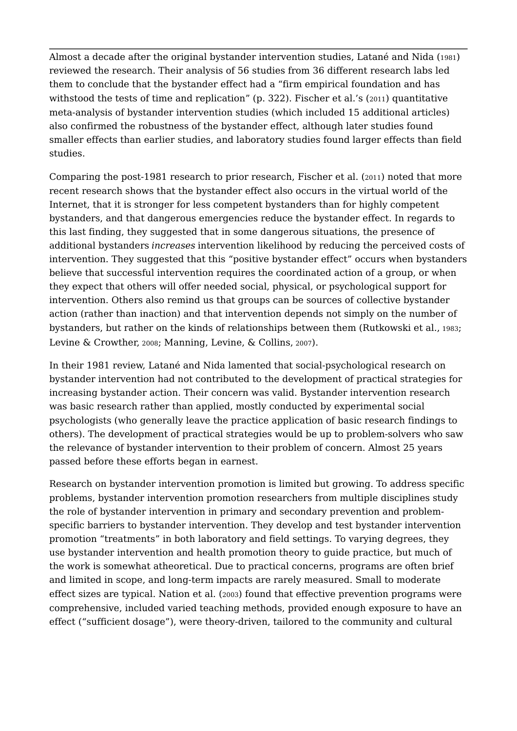Almost a decade after the original bystander intervention studies, Latané and Nida (1981) reviewed the research. Their analysis of 56 studies from 36 different research labs led them to conclude that the bystander effect had a "firm empirical foundation and has withstood the tests of time and replication" (p. 322). Fischer et al.'s (2011) quantitative meta-analysis of bystander intervention studies (which included 15 additional articles) also confirmed the robustness of the bystander effect, although later studies found smaller effects than earlier studies, and laboratory studies found larger effects than field studies.

Comparing the post-1981 research to prior research, Fischer et al. (2011) noted that more recent research shows that the bystander effect also occurs in the virtual world of the Internet, that it is stronger for less competent bystanders than for highly competent bystanders, and that dangerous emergencies reduce the bystander effect. In regards to this last finding, they suggested that in some dangerous situations, the presence of additional bystanders *increases* intervention likelihood by reducing the perceived costs of intervention. They suggested that this "positive bystander effect" occurs when bystanders believe that successful intervention requires the coordinated action of a group, or when they expect that others will offer needed social, physical, or psychological support for intervention. Others also remind us that groups can be sources of collective bystander action (rather than inaction) and that intervention depends not simply on the number of bystanders, but rather on the kinds of relationships between them (Rutkowski et al., 1983; Levine & Crowther, 2008; Manning, Levine, & Collins, 2007).

In their 1981 review, Latané and Nida lamented that social-psychological research on bystander intervention had not contributed to the development of practical strategies for increasing bystander action. Their concern was valid. Bystander intervention research was basic research rather than applied, mostly conducted by experimental social psychologists (who generally leave the practice application of basic research findings to others). The development of practical strategies would be up to problem-solvers who saw the relevance of bystander intervention to their problem of concern. Almost 25 years passed before these efforts began in earnest.

Research on bystander intervention promotion is limited but growing. To address specific problems, bystander intervention promotion researchers from multiple disciplines study the role of bystander intervention in primary and secondary prevention and problem-specific barriers to bystander intervention. They develop and test bystander intervention promotion "treatments" in both laboratory and field settings. To varying degrees, they use bystander intervention and health promotion theory to guide practice, but much of the work is somewhat atheoretical. Due to practical concerns, programs are often brief and limited in scope, and long-term impacts are rarely measured. Small to moderate effect sizes are typical. Nation et al. (2003) found that effective prevention programs were comprehensive, included varied teaching methods, provided enough exposure to have an effect ("sufficient dosage"), were theory-driven, tailored to the community and cultural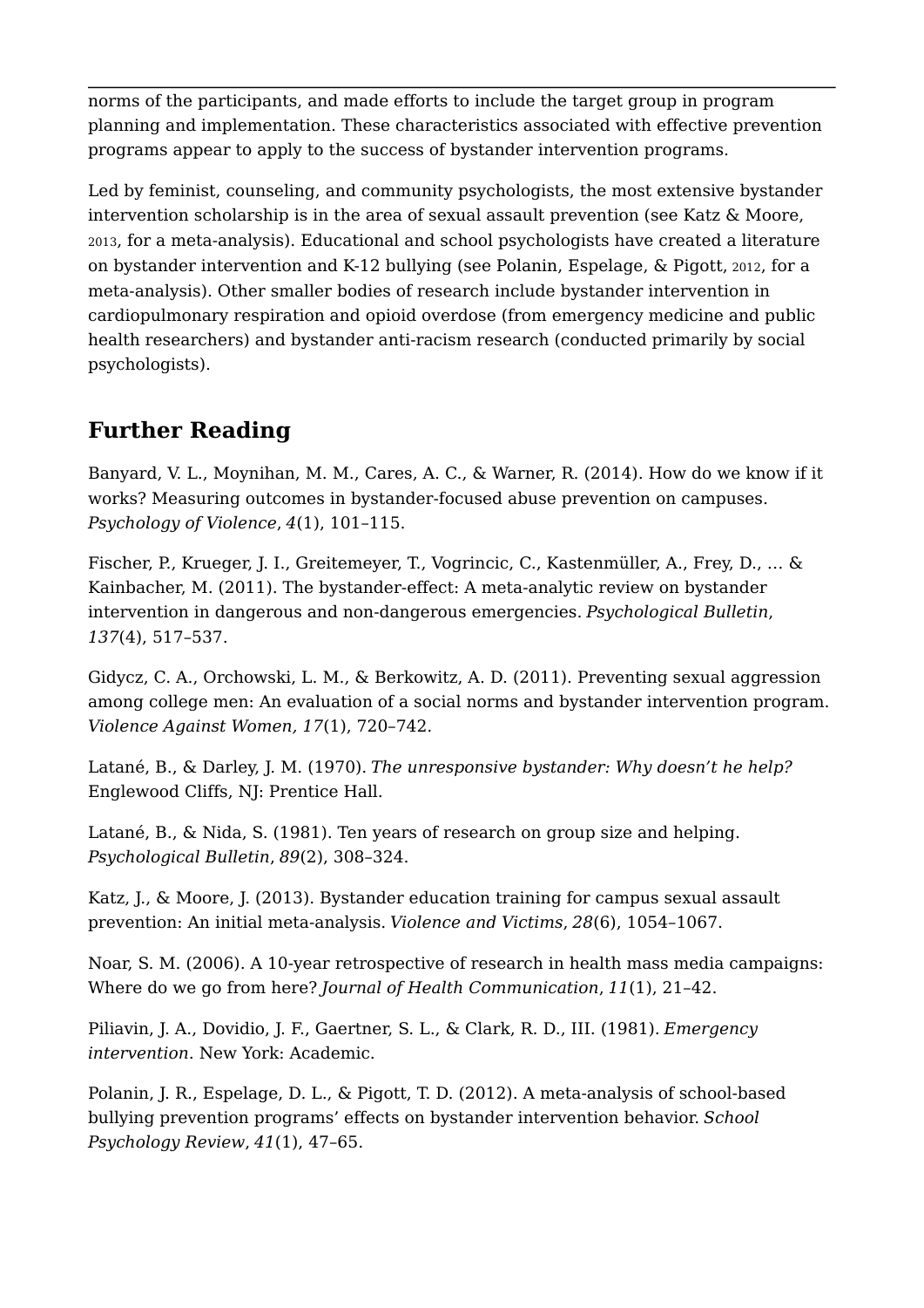norms of the participants, and made efforts to include the target group in program planning and implementation. These characteristics associated with effective prevention programs appear to apply to the success of bystander intervention programs.

Led by feminist, counseling, and community psychologists, the most extensive bystander intervention scholarship is in the area of sexual assault prevention (see Katz & Moore, 2013, for a meta-analysis). Educational and school psychologists have created a literature on bystander intervention and K-12 bullying (see Polanin, Espelage, & Pigott, 2012, for a meta-analysis). Other smaller bodies of research include bystander intervention in cardiopulmonary respiration and opioid overdose (from emergency medicine and public health researchers) and bystander anti-racism research (conducted primarily by social psychologists).

## Further Reading

Banyard, V. L., Moynihan, M. M., Cares, A. C., & Warner, R. (2014). How do we know if it works? Measuring outcomes in bystander-focused abuse prevention on campuses. *Psychology of Violence*, *4*(1), 101–115.

Fischer, P., Krueger, J. I., Greitemeyer, T., Vogrincic, C., Kastenmüller, A., Frey, D., … & Kainbacher, M. (2011). The bystander-effect: A meta-analytic review on bystander intervention in dangerous and non-dangerous emergencies. *Psychological Bulletin*, *137*(4), 517–537.

Gidycz, C. A., Orchowski, L. M., & Berkowitz, A. D. (2011). Preventing sexual aggression among college men: An evaluation of a social norms and bystander intervention program. *Violence Against Women*, *17*(1), 720–742.

Latané, B., & Darley, J. M. (1970). *The unresponsive bystander: Why doesn't he help?* Englewood Cliffs, NJ: Prentice Hall.

Latané, B., & Nida, S. (1981). Ten years of research on group size and helping. *Psychological Bulletin*, *89*(2), 308–324.

Katz, J., & Moore, J. (2013). Bystander education training for campus sexual assault prevention: An initial meta-analysis. *Violence and Victims*, *28*(6), 1054–1067.

Noar, S. M. (2006). A 10-year retrospective of research in health mass media campaigns: Where do we go from here? *Journal of Health Communication*, *11*(1), 21–42.

Piliavin, J. A., Dovidio, J. F., Gaertner, S. L., & Clark, R. D., III. (1981). *Emergency intervention*. New York: Academic.

Polanin, J. R., Espelage, D. L., & Pigott, T. D. (2012). A meta-analysis of school-based bullying prevention programs' effects on bystander intervention behavior. *School Psychology Review*, *41*(1), 47–65.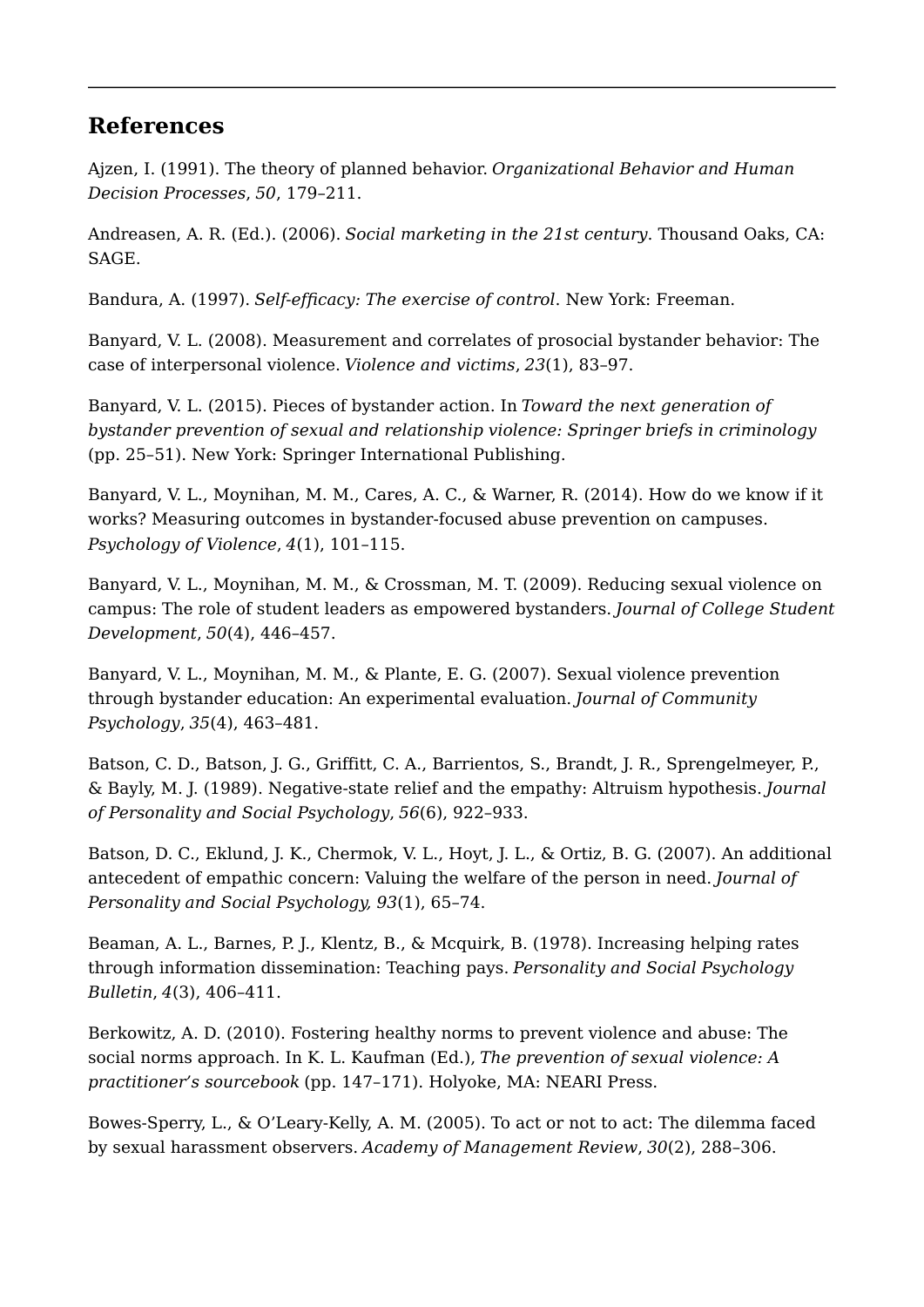## References

Ajzen, I. (1991). The theory of planned behavior. *Organizational Behavior and Human Decision Processes*, *50*, 179–211.

Andreasen, A. R. (Ed.). (2006). *Social marketing in the 21st century*. Thousand Oaks, CA: SAGE.

Bandura, A. (1997). *Self-efficacy: The exercise of control*. New York: Freeman.

Banyard, V. L. (2008). Measurement and correlates of prosocial bystander behavior: The case of interpersonal violence. *Violence and victims*, *23*(1), 83–97.

Banyard, V. L. (2015). Pieces of bystander action. In *Toward the next generation of bystander prevention of sexual and relationship violence: Springer briefs in criminology* (pp. 25–51). New York: Springer International Publishing.

Banyard, V. L., Moynihan, M. M., Cares, A. C., & Warner, R. (2014). How do we know if it works? Measuring outcomes in bystander-focused abuse prevention on campuses. *Psychology of Violence*, *4*(1), 101–115.

Banyard, V. L., Moynihan, M. M., & Crossman, M. T. (2009). Reducing sexual violence on campus: The role of student leaders as empowered bystanders. *Journal of College Student Development*, *50*(4), 446–457.

Banyard, V. L., Moynihan, M. M., & Plante, E. G. (2007). Sexual violence prevention through bystander education: An experimental evaluation. *Journal of Community Psychology*, *35*(4), 463–481.

Batson, C. D., Batson, J. G., Griffitt, C. A., Barrientos, S., Brandt, J. R., Sprengelmeyer, P., & Bayly, M. J. (1989). Negative-state relief and the empathy: Altruism hypothesis. *Journal of Personality and Social Psychology*, *56*(6), 922–933.

Batson, D. C., Eklund, J. K., Chermok, V. L., Hoyt, J. L., & Ortiz, B. G. (2007). An additional antecedent of empathic concern: Valuing the welfare of the person in need. *Journal of Personality and Social Psychology, 93*(1), 65–74.

Beaman, A. L., Barnes, P. J., Klentz, B., & Mcquirk, B. (1978). Increasing helping rates through information dissemination: Teaching pays. *Personality and Social Psychology Bulletin*, *4*(3), 406–411.

Berkowitz, A. D. (2010). Fostering healthy norms to prevent violence and abuse: The social norms approach. In K. L. Kaufman (Ed.), *The prevention of sexual violence: A practitioner's sourcebook* (pp. 147–171). Holyoke, MA: NEARI Press.

Bowes-Sperry, L., & O'Leary-Kelly, A. M. (2005). To act or not to act: The dilemma faced by sexual harassment observers. *Academy of Management Review*, *30*(2), 288–306.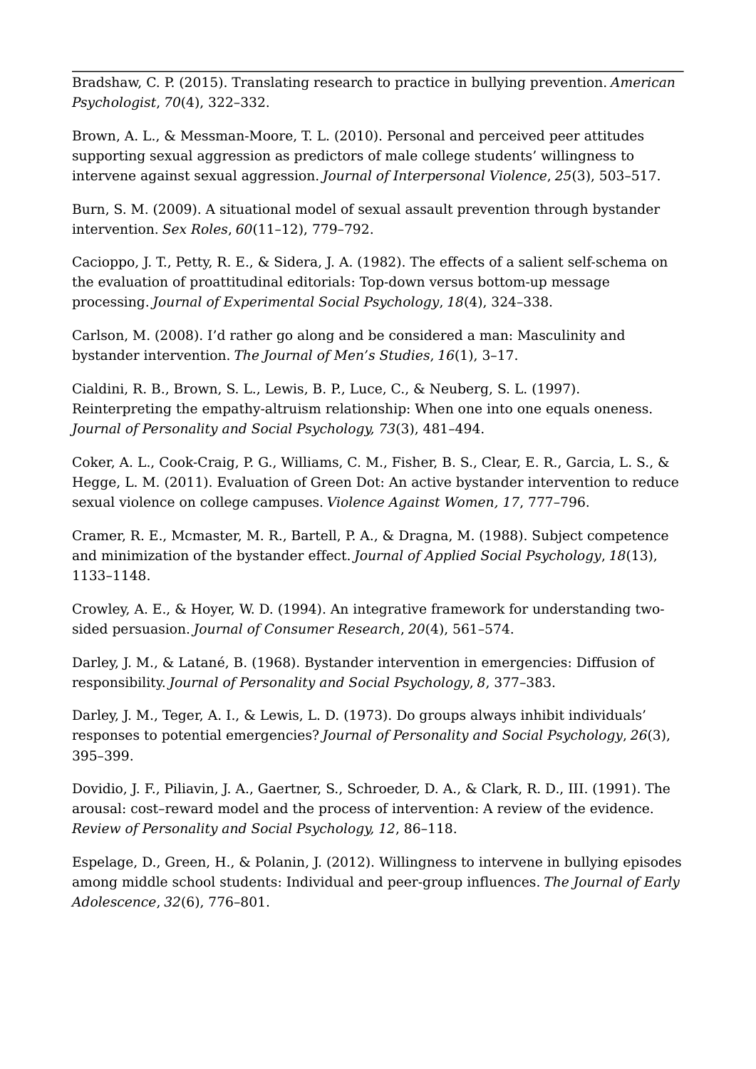Bradshaw, C. P. (2015). Translating research to practice in bullying prevention. *American Psychologist*, *70*(4), 322–332.

Brown, A. L., & Messman-Moore, T. L. (2010). Personal and perceived peer attitudes supporting sexual aggression as predictors of male college students' willingness to intervene against sexual aggression. *Journal of Interpersonal Violence*, *25*(3), 503–517.

Burn, S. M. (2009). A situational model of sexual assault prevention through bystander intervention. *Sex Roles*, *60*(11–12), 779–792.

Cacioppo, J. T., Petty, R. E., & Sidera, J. A. (1982). The effects of a salient self-schema on the evaluation of proattitudinal editorials: Top-down versus bottom-up message processing. *Journal of Experimental Social Psychology*, *18*(4), 324–338.

Carlson, M. (2008). I'd rather go along and be considered a man: Masculinity and bystander intervention. *The Journal of Men's Studies*, *16*(1), 3–17.

Cialdini, R. B., Brown, S. L., Lewis, B. P., Luce, C., & Neuberg, S. L. (1997). Reinterpreting the empathy-altruism relationship: When one into one equals oneness. *Journal of Personality and Social Psychology, 73*(3), 481–494.

Coker, A. L., Cook-Craig, P. G., Williams, C. M., Fisher, B. S., Clear, E. R., Garcia, L. S., & Hegge, L. M. (2011). Evaluation of Green Dot: An active bystander intervention to reduce sexual violence on college campuses. *Violence Against Women, 17*, 777–796.

Cramer, R. E., Mcmaster, M. R., Bartell, P. A., & Dragna, M. (1988). Subject competence and minimization of the bystander effect. *Journal of Applied Social Psychology*, *18*(13), 1133–1148.

Crowley, A. E., & Hoyer, W. D. (1994). An integrative framework for understanding two-sided persuasion. *Journal of Consumer Research*, *20*(4), 561–574.

Darley, J. M., & Latané, B. (1968). Bystander intervention in emergencies: Diffusion of responsibility. *Journal of Personality and Social Psychology*, *8*, 377–383.

Darley, J. M., Teger, A. I., & Lewis, L. D. (1973). Do groups always inhibit individuals' responses to potential emergencies? *Journal of Personality and Social Psychology*, *26*(3), 395–399.

Dovidio, J. F., Piliavin, J. A., Gaertner, S., Schroeder, D. A., & Clark, R. D., III. (1991). The arousal: cost–reward model and the process of intervention: A review of the evidence. *Review of Personality and Social Psychology, 12*, 86–118.

Espelage, D., Green, H., & Polanin, J. (2012). Willingness to intervene in bullying episodes among middle school students: Individual and peer-group influences. *The Journal of Early Adolescence*, *32*(6), 776–801.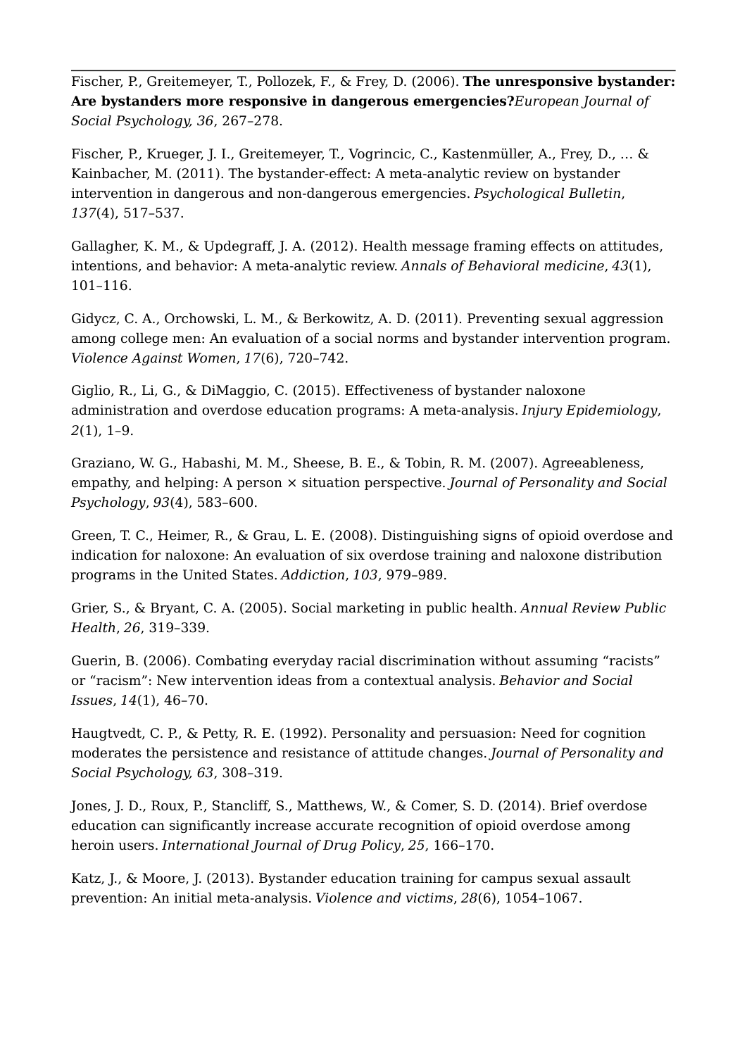Fischer, P., Greitemeyer, T., Pollozek, F., & Frey, D. (2006). **The unresponsive bystander: Are bystanders more responsive in dangerous emergencies?***European Journal of Social Psychology, 36*, 267–278.

Fischer, P., Krueger, J. I., Greitemeyer, T., Vogrincic, C., Kastenmüller, A., Frey, D., … & Kainbacher, M. (2011). The bystander-effect: A meta-analytic review on bystander intervention in dangerous and non-dangerous emergencies. *Psychological Bulletin*, *137*(4), 517–537.

Gallagher, K. M., & Updegraff, J. A. (2012). Health message framing effects on attitudes, intentions, and behavior: A meta-analytic review. *Annals of Behavioral medicine*, *43*(1), 101–116.

Gidycz, C. A., Orchowski, L. M., & Berkowitz, A. D. (2011). Preventing sexual aggression among college men: An evaluation of a social norms and bystander intervention program. *Violence Against Women*, *17*(6), 720–742.

Giglio, R., Li, G., & DiMaggio, C. (2015). Effectiveness of bystander naloxone administration and overdose education programs: A meta-analysis. *Injury Epidemiology*, *2*(1), 1–9.

Graziano, W. G., Habashi, M. M., Sheese, B. E., & Tobin, R. M. (2007). Agreeableness, empathy, and helping: A person × situation perspective. *Journal of Personality and Social Psychology*, *93*(4), 583–600.

Green, T. C., Heimer, R., & Grau, L. E. (2008). Distinguishing signs of opioid overdose and indication for naloxone: An evaluation of six overdose training and naloxone distribution programs in the United States. *Addiction*, *103*, 979–989.

Grier, S., & Bryant, C. A. (2005). Social marketing in public health. *Annual Review Public Health*, *26*, 319–339.

Guerin, B. (2006). Combating everyday racial discrimination without assuming “racists” or “racism”: New intervention ideas from a contextual analysis. *Behavior and Social Issues*, *14*(1), 46–70.

Haugtvedt, C. P., & Petty, R. E. (1992). Personality and persuasion: Need for cognition moderates the persistence and resistance of attitude changes. *Journal of Personality and Social Psychology, 63*, 308–319.

Jones, J. D., Roux, P., Stancliff, S., Matthews, W., & Comer, S. D. (2014). Brief overdose education can significantly increase accurate recognition of opioid overdose among heroin users. *International Journal of Drug Policy*, *25*, 166–170.

Katz, J., & Moore, J. (2013). Bystander education training for campus sexual assault prevention: An initial meta-analysis. *Violence and victims*, *28*(6), 1054–1067.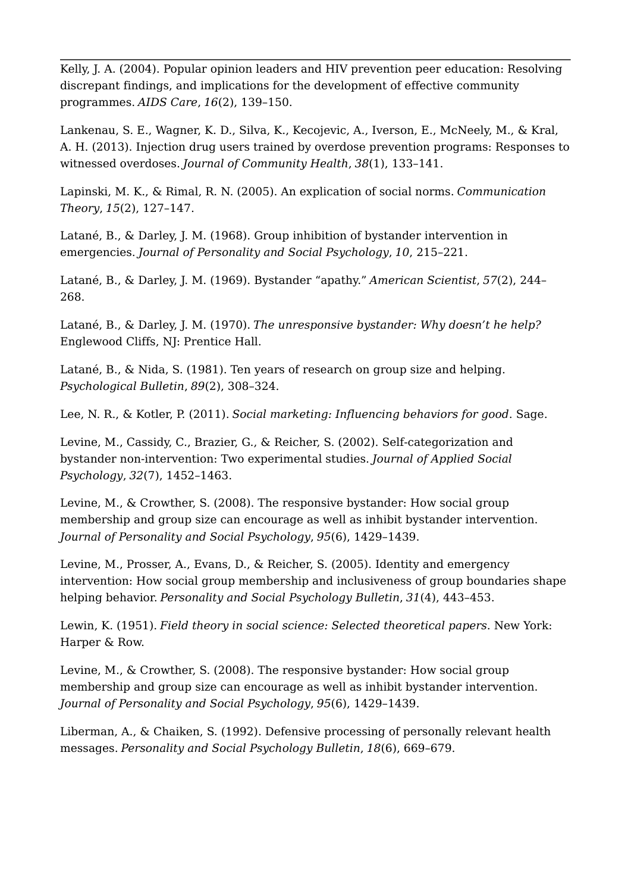Kelly, J. A. (2004). Popular opinion leaders and HIV prevention peer education: Resolving discrepant findings, and implications for the development of effective community programmes. *AIDS Care*, *16*(2), 139–150.

Lankenau, S. E., Wagner, K. D., Silva, K., Kecojevic, A., Iverson, E., McNeely, M., & Kral, A. H. (2013). Injection drug users trained by overdose prevention programs: Responses to witnessed overdoses. *Journal of Community Health*, *38*(1), 133–141.

Lapinski, M. K., & Rimal, R. N. (2005). An explication of social norms. *Communication Theory*, *15*(2), 127–147.

Latané, B., & Darley, J. M. (1968). Group inhibition of bystander intervention in emergencies. *Journal of Personality and Social Psychology*, *10*, 215–221.

Latané, B., & Darley, J. M. (1969). Bystander "apathy." *American Scientist*, *57*(2), 244–268.

Latané, B., & Darley, J. M. (1970). *The unresponsive bystander: Why doesn't he help?* Englewood Cliffs, NJ: Prentice Hall.

Latané, B., & Nida, S. (1981). Ten years of research on group size and helping. *Psychological Bulletin*, *89*(2), 308–324.

Lee, N. R., & Kotler, P. (2011). *Social marketing: Influencing behaviors for good*. Sage.

Levine, M., Cassidy, C., Brazier, G., & Reicher, S. (2002). Self-categorization and bystander non-intervention: Two experimental studies. *Journal of Applied Social Psychology*, *32*(7), 1452–1463.

Levine, M., & Crowther, S. (2008). The responsive bystander: How social group membership and group size can encourage as well as inhibit bystander intervention. *Journal of Personality and Social Psychology*, *95*(6), 1429–1439.

Levine, M., Prosser, A., Evans, D., & Reicher, S. (2005). Identity and emergency intervention: How social group membership and inclusiveness of group boundaries shape helping behavior. *Personality and Social Psychology Bulletin*, *31*(4), 443–453.

Lewin, K. (1951). *Field theory in social science: Selected theoretical papers*. New York: Harper & Row.

Levine, M., & Crowther, S. (2008). The responsive bystander: How social group membership and group size can encourage as well as inhibit bystander intervention. *Journal of Personality and Social Psychology*, *95*(6), 1429–1439.

Liberman, A., & Chaiken, S. (1992). Defensive processing of personally relevant health messages. *Personality and Social Psychology Bulletin*, *18*(6), 669–679.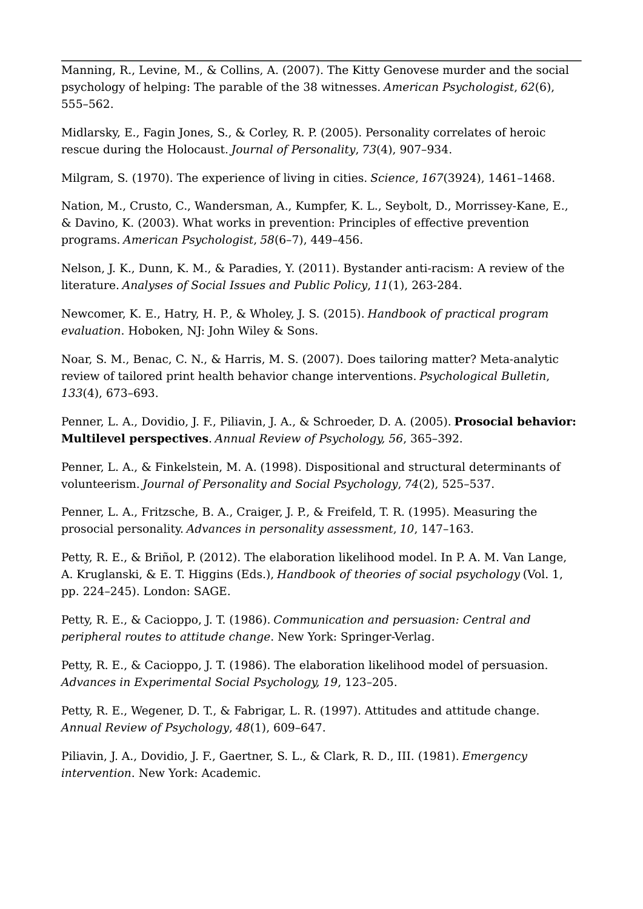Manning, R., Levine, M., & Collins, A. (2007). The Kitty Genovese murder and the social psychology of helping: The parable of the 38 witnesses. *American Psychologist*, *62*(6), 555–562.

Midlarsky, E., Fagin Jones, S., & Corley, R. P. (2005). Personality correlates of heroic rescue during the Holocaust. *Journal of Personality*, *73*(4), 907–934.

Milgram, S. (1970). The experience of living in cities. *Science*, *167*(3924), 1461–1468.

Nation, M., Crusto, C., Wandersman, A., Kumpfer, K. L., Seybolt, D., Morrissey-Kane, E., & Davino, K. (2003). What works in prevention: Principles of effective prevention programs. *American Psychologist*, *58*(6–7), 449–456.

Nelson, J. K., Dunn, K. M., & Paradies, Y. (2011). Bystander anti-racism: A review of the literature. *Analyses of Social Issues and Public Policy*, *11*(1), 263-284.

Newcomer, K. E., Hatry, H. P., & Wholey, J. S. (2015). *Handbook of practical program evaluation*. Hoboken, NJ: John Wiley & Sons.

Noar, S. M., Benac, C. N., & Harris, M. S. (2007). Does tailoring matter? Meta-analytic review of tailored print health behavior change interventions. *Psychological Bulletin*, *133*(4), 673–693.

Penner, L. A., Dovidio, J. F., Piliavin, J. A., & Schroeder, D. A. (2005). **Prosocial behavior: Multilevel perspectives**. *Annual Review of Psychology, 56*, 365–392.

Penner, L. A., & Finkelstein, M. A. (1998). Dispositional and structural determinants of volunteerism. *Journal of Personality and Social Psychology*, *74*(2), 525–537.

Penner, L. A., Fritzsche, B. A., Craiger, J. P., & Freifeld, T. R. (1995). Measuring the prosocial personality. *Advances in personality assessment*, *10*, 147–163.

Petty, R. E., & Briñol, P. (2012). The elaboration likelihood model. In P. A. M. Van Lange, A. Kruglanski, & E. T. Higgins (Eds.), *Handbook of theories of social psychology* (Vol. 1, pp. 224–245). London: SAGE.

Petty, R. E., & Cacioppo, J. T. (1986). *Communication and persuasion: Central and peripheral routes to attitude change*. New York: Springer-Verlag.

Petty, R. E., & Cacioppo, J. T. (1986). The elaboration likelihood model of persuasion. *Advances in Experimental Social Psychology, 19*, 123–205.

Petty, R. E., Wegener, D. T., & Fabrigar, L. R. (1997). Attitudes and attitude change. *Annual Review of Psychology*, *48*(1), 609–647.

Piliavin, J. A., Dovidio, J. F., Gaertner, S. L., & Clark, R. D., III. (1981). *Emergency intervention*. New York: Academic.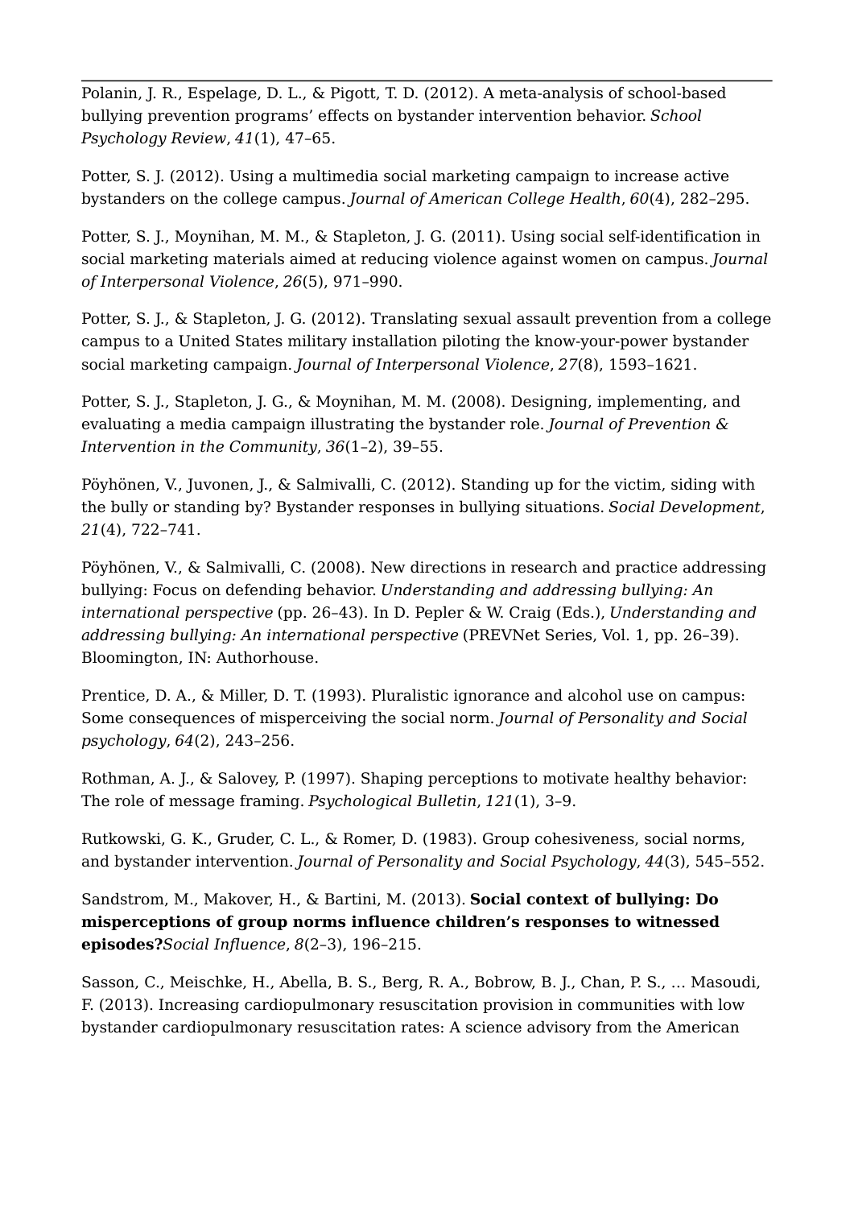Polanin, J. R., Espelage, D. L., & Pigott, T. D. (2012). A meta-analysis of school-based bullying prevention programs' effects on bystander intervention behavior. *School Psychology Review*, *41*(1), 47–65.

Potter, S. J. (2012). Using a multimedia social marketing campaign to increase active bystanders on the college campus. *Journal of American College Health*, *60*(4), 282–295.

Potter, S. J., Moynihan, M. M., & Stapleton, J. G. (2011). Using social self-identification in social marketing materials aimed at reducing violence against women on campus. *Journal of Interpersonal Violence*, *26*(5), 971–990.

Potter, S. J., & Stapleton, J. G. (2012). Translating sexual assault prevention from a college campus to a United States military installation piloting the know-your-power bystander social marketing campaign. *Journal of Interpersonal Violence*, *27*(8), 1593–1621.

Potter, S. J., Stapleton, J. G., & Moynihan, M. M. (2008). Designing, implementing, and evaluating a media campaign illustrating the bystander role. *Journal of Prevention & Intervention in the Community*, *36*(1–2), 39–55.

Pöyhönen, V., Juvonen, J., & Salmivalli, C. (2012). Standing up for the victim, siding with the bully or standing by? Bystander responses in bullying situations. *Social Development*, *21*(4), 722–741.

Pöyhönen, V., & Salmivalli, C. (2008). New directions in research and practice addressing bullying: Focus on defending behavior. *Understanding and addressing bullying: An international perspective* (pp. 26–43). In D. Pepler & W. Craig (Eds.), *Understanding and addressing bullying: An international perspective* (PREVNet Series, Vol. 1, pp. 26–39). Bloomington, IN: Authorhouse.

Prentice, D. A., & Miller, D. T. (1993). Pluralistic ignorance and alcohol use on campus: Some consequences of misperceiving the social norm. *Journal of Personality and Social psychology*, *64*(2), 243–256.

Rothman, A. J., & Salovey, P. (1997). Shaping perceptions to motivate healthy behavior: The role of message framing. *Psychological Bulletin*, *121*(1), 3–9.

Rutkowski, G. K., Gruder, C. L., & Romer, D. (1983). Group cohesiveness, social norms, and bystander intervention. *Journal of Personality and Social Psychology*, *44*(3), 545–552.

Sandstrom, M., Makover, H., & Bartini, M. (2013). **Social context of bullying: Do misperceptions of group norms influence children's responses to witnessed episodes?***Social Influence*, *8*(2–3), 196–215.

Sasson, C., Meischke, H., Abella, B. S., Berg, R. A., Bobrow, B. J., Chan, P. S., … Masoudi, F. (2013). Increasing cardiopulmonary resuscitation provision in communities with low bystander cardiopulmonary resuscitation rates: A science advisory from the American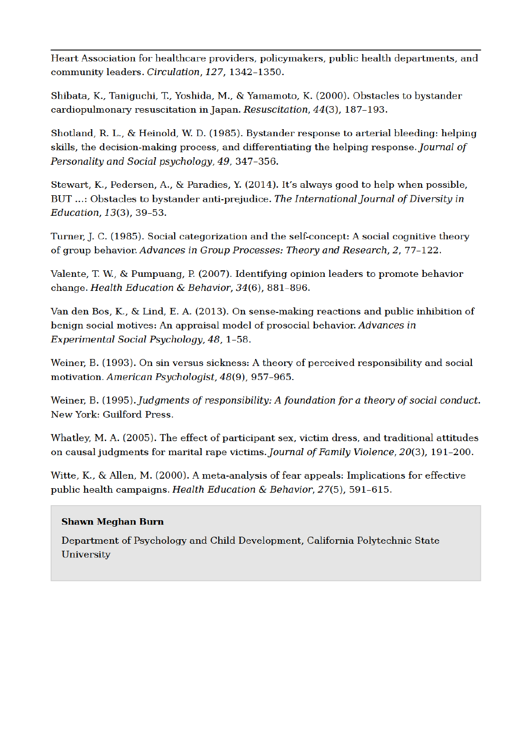Heart Association for healthcare providers, policymakers, public health departments, and community leaders. *Circulation*, *127*, 1342–1350.

Shibata, K., Taniguchi, T., Yoshida, M., & Yamamoto, K. (2000). Obstacles to bystander cardiopulmonary resuscitation in Japan. *Resuscitation*, *44*(3), 187–193.

Shotland, R. L., & Heinold, W. D. (1985). Bystander response to arterial bleeding: helping skills, the decision-making process, and differentiating the helping response. *Journal of Personality and Social psychology*, *49*, 347–356.

Stewart, K., Pedersen, A., & Paradies, Y. (2014). It's always good to help when possible, BUT ...: Obstacles to bystander anti-prejudice. *The International Journal of Diversity in Education*, *13*(3), 39–53.

Turner, J. C. (1985). Social categorization and the self-concept: A social cognitive theory of group behavior. *Advances in Group Processes: Theory and Research*, *2*, 77–122.

Valente, T. W., & Pumpuang, P. (2007). Identifying opinion leaders to promote behavior change. *Health Education & Behavior*, *34*(6), 881–896.

Van den Bos, K., & Lind, E. A. (2013). On sense-making reactions and public inhibition of benign social motives: An appraisal model of prosocial behavior. *Advances in Experimental Social Psychology*, *48*, 1–58.

Weiner, B. (1993). On sin versus sickness: A theory of perceived responsibility and social motivation. *American Psychologist*, *48*(9), 957–965.

Weiner, B. (1995). *Judgments of responsibility: A foundation for a theory of social conduct.* New York: Guilford Press.

Whatley, M. A. (2005). The effect of participant sex, victim dress, and traditional attitudes on causal judgments for marital rape victims. *Journal of Family Violence*, *20*(3), 191–200.

Witte, K., & Allen, M. (2000). A meta-analysis of fear appeals: Implications for effective public health campaigns. *Health Education & Behavior*, *27*(5), 591–615.

**Shawn Meghan Burn**

Department of Psychology and Child Development, California Polytechnic State University